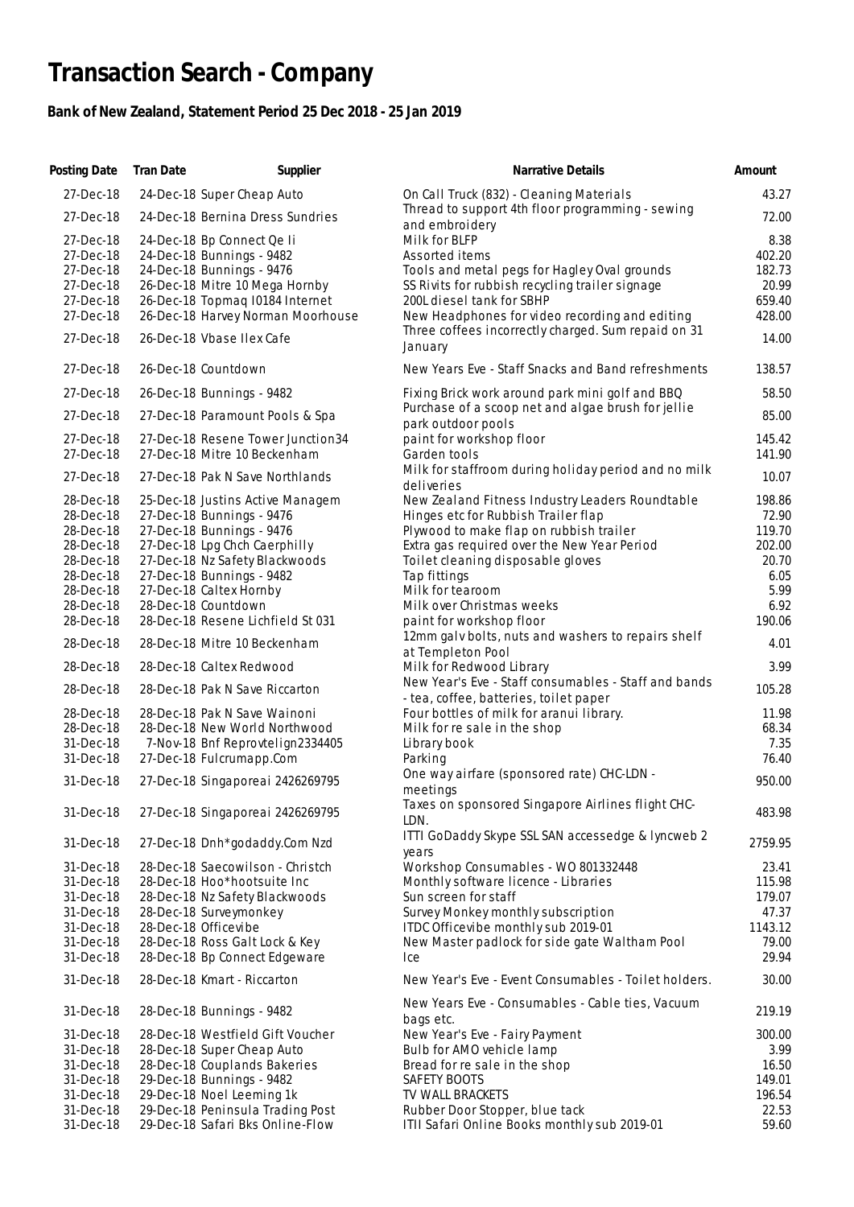# Transaction Search - Company

### Bank of New Zealand, Statement Period 25 Dec 2018 - 25 Jan 2019

| Posting Date | Tran Date | Supplier | Narrative Details | Amount |
|---|---|---|---|---|
| 27-Dec-18 | 24-Dec-18 | Super Cheap Auto | On Call Truck (832) - Cleaning Materials | 43.27 |
| 27-Dec-18 | 24-Dec-18 | Bernina Dress Sundries | Thread to support 4th floor programming - sewing and embroidery | 72.00 |
| 27-Dec-18 | 24-Dec-18 | Bp Connect Qe Ii | Milk for BLFP | 8.38 |
| 27-Dec-18 | 24-Dec-18 | Bunnings - 9482 | Assorted items | 402.20 |
| 27-Dec-18 | 24-Dec-18 | Bunnings - 9476 | Tools and metal pegs for Hagley Oval grounds | 182.73 |
| 27-Dec-18 | 26-Dec-18 | Mitre 10 Mega Hornby | SS Rivits for rubbish recycling trailer signage | 20.99 |
| 27-Dec-18 | 26-Dec-18 | Topmaq I0184 Internet | 200L diesel tank for SBHP | 659.40 |
| 27-Dec-18 | 26-Dec-18 | Harvey Norman Moorhouse | New Headphones for video recording and editing | 428.00 |
| 27-Dec-18 | 26-Dec-18 | Vbase Ilex Cafe | Three coffees incorrectly charged. Sum repaid on 31 January | 14.00 |
| 27-Dec-18 | 26-Dec-18 | Countdown | New Years Eve - Staff Snacks and Band refreshments | 138.57 |
| 27-Dec-18 | 26-Dec-18 | Bunnings - 9482 | Fixing Brick work around park mini golf and BBQ | 58.50 |
| 27-Dec-18 | 27-Dec-18 | Paramount Pools & Spa | Purchase of a scoop net and algae brush for jellie park outdoor pools | 85.00 |
| 27-Dec-18 | 27-Dec-18 | Resene Tower Junction34 | paint for workshop floor | 145.42 |
| 27-Dec-18 | 27-Dec-18 | Mitre 10 Beckenham | Garden tools | 141.90 |
| 27-Dec-18 | 27-Dec-18 | Pak N Save Northlands | Milk for staffroom during holiday period and no milk deliveries | 10.07 |
| 28-Dec-18 | 25-Dec-18 | Justins Active Managem | New Zealand Fitness Industry Leaders Roundtable | 198.86 |
| 28-Dec-18 | 27-Dec-18 | Bunnings - 9476 | Hinges etc for Rubbish Trailer flap | 72.90 |
| 28-Dec-18 | 27-Dec-18 | Bunnings - 9476 | Plywood to make flap on rubbish trailer | 119.70 |
| 28-Dec-18 | 27-Dec-18 | Lpg Chch Caerphilly | Extra gas required over the New Year Period | 202.00 |
| 28-Dec-18 | 27-Dec-18 | Nz Safety Blackwoods | Toilet cleaning disposable gloves | 20.70 |
| 28-Dec-18 | 27-Dec-18 | Bunnings - 9482 | Tap fittings | 6.05 |
| 28-Dec-18 | 27-Dec-18 | Caltex Hornby | Milk for tearoom | 5.99 |
| 28-Dec-18 | 28-Dec-18 | Countdown | Milk over Christmas weeks | 6.92 |
| 28-Dec-18 | 28-Dec-18 | Resene Lichfield St 031 | paint for workshop floor | 190.06 |
| 28-Dec-18 | 28-Dec-18 | Mitre 10 Beckenham | 12mm galv bolts, nuts and washers to repairs shelf at Templeton Pool | 4.01 |
| 28-Dec-18 | 28-Dec-18 | Caltex Redwood | Milk for Redwood Library | 3.99 |
| 28-Dec-18 | 28-Dec-18 | Pak N Save Riccarton | New Year's Eve - Staff consumables - Staff and bands - tea, coffee, batteries, toilet paper | 105.28 |
| 28-Dec-18 | 28-Dec-18 | Pak N Save Wainoni | Four bottles of milk for aranui library. | 11.98 |
| 28-Dec-18 | 28-Dec-18 | New World Northwood | Milk for re sale in the shop | 68.34 |
| 31-Dec-18 | 7-Nov-18 | Bnf Reprovtelign2334405 | Library book | 7.35 |
| 31-Dec-18 | 27-Dec-18 | Fulcrumapp.Com | Parking | 76.40 |
| 31-Dec-18 | 27-Dec-18 | Singaporeai 2426269795 | One way airfare (sponsored rate) CHC-LDN - meetings | 950.00 |
| 31-Dec-18 | 27-Dec-18 | Singaporeai 2426269795 | Taxes on sponsored Singapore Airlines flight CHC-LDN. | 483.98 |
| 31-Dec-18 | 27-Dec-18 | Dnh*godaddy.Com Nzd | ITTI GoDaddy Skype SSL SAN accessedge & lyncweb 2 years | 2759.95 |
| 31-Dec-18 | 28-Dec-18 | Saecowilson - Christch | Workshop Consumables - WO 801332448 | 23.41 |
| 31-Dec-18 | 28-Dec-18 | Hoo*hootsuite Inc | Monthly software licence - Libraries | 115.98 |
| 31-Dec-18 | 28-Dec-18 | Nz Safety Blackwoods | Sun screen for staff | 179.07 |
| 31-Dec-18 | 28-Dec-18 | Surveymonkey | Survey Monkey monthly subscription | 47.37 |
| 31-Dec-18 | 28-Dec-18 | Officevibe | ITDC Officevibe monthly sub 2019-01 | 1143.12 |
| 31-Dec-18 | 28-Dec-18 | Ross Galt Lock & Key | New Master padlock for side gate Waltham Pool | 79.00 |
| 31-Dec-18 | 28-Dec-18 | Bp Connect Edgeware | Ice | 29.94 |
| 31-Dec-18 | 28-Dec-18 | Kmart - Riccarton | New Year's Eve - Event Consumables - Toilet holders. | 30.00 |
| 31-Dec-18 | 28-Dec-18 | Bunnings - 9482 | New Years Eve - Consumables - Cable ties, Vacuum bags etc. | 219.19 |
| 31-Dec-18 | 28-Dec-18 | Westfield Gift Voucher | New Year's Eve - Fairy Payment | 300.00 |
| 31-Dec-18 | 28-Dec-18 | Super Cheap Auto | Bulb for AMO vehicle lamp | 3.99 |
| 31-Dec-18 | 28-Dec-18 | Couplands Bakeries | Bread for re sale in the shop | 16.50 |
| 31-Dec-18 | 29-Dec-18 | Bunnings - 9482 | SAFETY BOOTS | 149.01 |
| 31-Dec-18 | 29-Dec-18 | Noel Leeming 1k | TV WALL BRACKETS | 196.54 |
| 31-Dec-18 | 29-Dec-18 | Peninsula Trading Post | Rubber Door Stopper, blue tack | 22.53 |
| 31-Dec-18 | 29-Dec-18 | Safari Bks Online-Flow | ITII Safari Online Books monthly sub 2019-01 | 59.60 |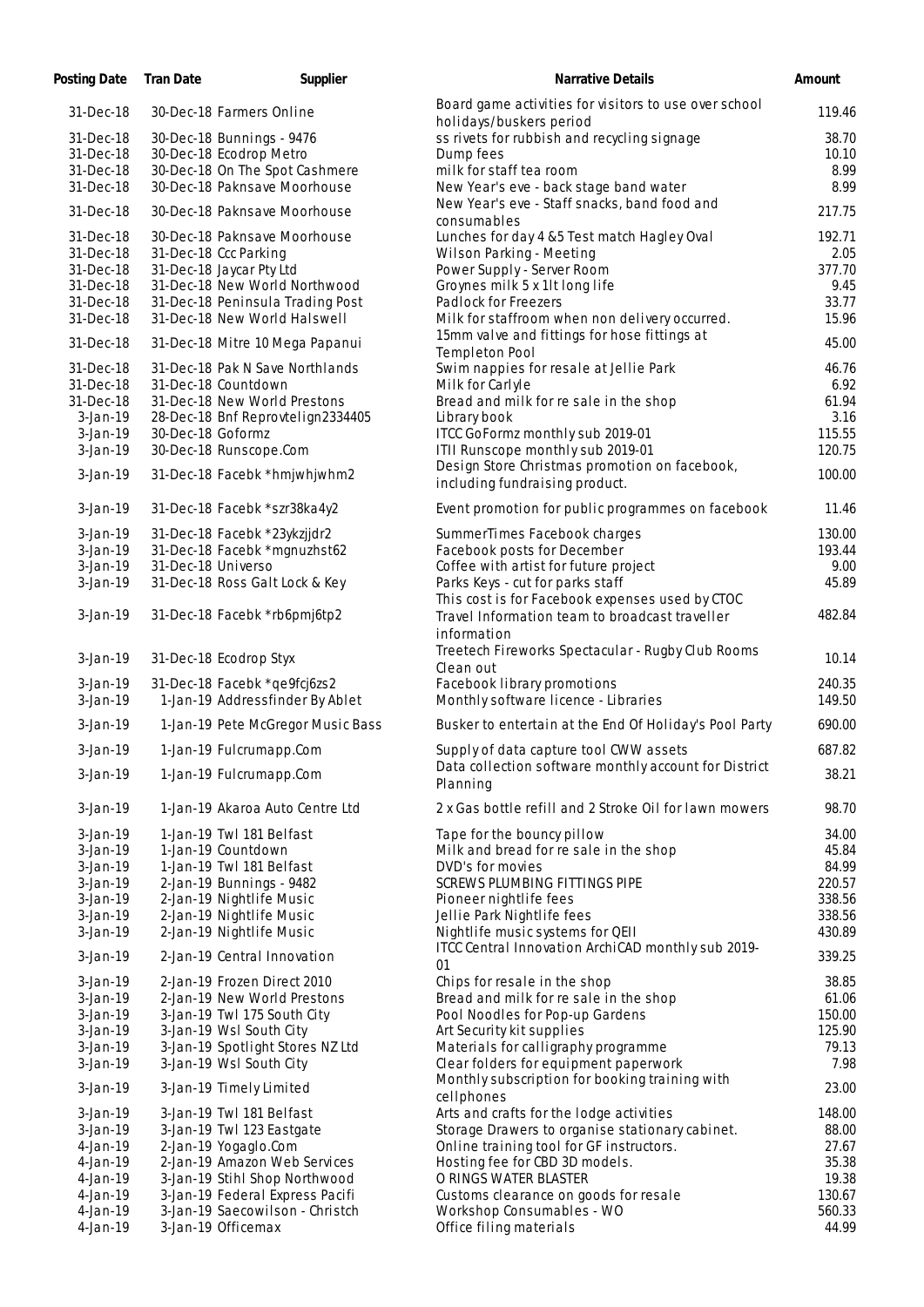| Posting Date | Tran Date | Supplier | Narrative Details | Amount |
|---|---|---|---|---|
| 31-Dec-18 | 30-Dec-18 | Farmers Online | Board game activities for visitors to use over school holidays/buskers period | 119.46 |
| 31-Dec-18 | 30-Dec-18 | Bunnings - 9476 | ss rivets for rubbish and recycling signage | 38.70 |
| 31-Dec-18 | 30-Dec-18 | Ecodrop Metro | Dump fees | 10.10 |
| 31-Dec-18 | 30-Dec-18 | On The Spot Cashmere | milk for staff tea room | 8.99 |
| 31-Dec-18 | 30-Dec-18 | Paknsave Moorhouse | New Year's eve - back stage band water | 8.99 |
| 31-Dec-18 | 30-Dec-18 | Paknsave Moorhouse | New Year's eve - Staff snacks, band food and consumables | 217.75 |
| 31-Dec-18 | 30-Dec-18 | Paknsave Moorhouse | Lunches for day 4 &5 Test match Hagley Oval | 192.71 |
| 31-Dec-18 | 31-Dec-18 | Ccc Parking | Wilson Parking - Meeting | 2.05 |
| 31-Dec-18 | 31-Dec-18 | Jaycar Pty Ltd | Power Supply - Server Room | 377.70 |
| 31-Dec-18 | 31-Dec-18 | New World Northwood | Groynes milk 5 x 1lt long life | 9.45 |
| 31-Dec-18 | 31-Dec-18 | Peninsula Trading Post | Padlock for Freezers | 33.77 |
| 31-Dec-18 | 31-Dec-18 | New World Halswell | Milk for staffroom when non delivery occurred. | 15.96 |
| 31-Dec-18 | 31-Dec-18 | Mitre 10 Mega Papanui | 15mm valve and fittings for hose fittings at Templeton Pool | 45.00 |
| 31-Dec-18 | 31-Dec-18 | Pak N Save Northlands | Swim nappies for resale at Jellie Park | 46.76 |
| 31-Dec-18 | 31-Dec-18 | Countdown | Milk for Carlyle | 6.92 |
| 31-Dec-18 | 31-Dec-18 | New World Prestons | Bread and milk for re sale in the shop | 61.94 |
| 3-Jan-19 | 28-Dec-18 | Bnf Reprovtelign2334405 | Library book | 3.16 |
| 3-Jan-19 | 30-Dec-18 | Goformz | ITCC GoFormz monthly sub 2019-01 | 115.55 |
| 3-Jan-19 | 30-Dec-18 | Runscope.Com | ITII Runscope monthly sub 2019-01 | 120.75 |
| 3-Jan-19 | 31-Dec-18 | Facebk *hmjwhjwhm2 | Design Store Christmas promotion on facebook, including fundraising product. | 100.00 |
| 3-Jan-19 | 31-Dec-18 | Facebk *szr38ka4y2 | Event promotion for public programmes on facebook | 11.46 |
| 3-Jan-19 | 31-Dec-18 | Facebk *23ykzjjdr2 | SummerTimes Facebook charges | 130.00 |
| 3-Jan-19 | 31-Dec-18 | Facebk *mgnuzhst62 | Facebook posts for December | 193.44 |
| 3-Jan-19 | 31-Dec-18 | Universo | Coffee with artist for future project | 9.00 |
| 3-Jan-19 | 31-Dec-18 | Ross Galt Lock & Key | Parks Keys - cut for parks staff | 45.89 |
| 3-Jan-19 | 31-Dec-18 | Facebk *rb6pmj6tp2 | This cost is for Facebook expenses used by CTOC Travel Information team to broadcast traveller information | 482.84 |
| 3-Jan-19 | 31-Dec-18 | Ecodrop Styx | Treetech Fireworks Spectacular - Rugby Club Rooms Clean out | 10.14 |
| 3-Jan-19 | 31-Dec-18 | Facebk *qe9fcj6zs2 | Facebook library promotions | 240.35 |
| 3-Jan-19 | 1-Jan-19 | Addressfinder By Ablet | Monthly software licence - Libraries | 149.50 |
| 3-Jan-19 | 1-Jan-19 | Pete McGregor Music Bass | Busker to entertain at the End Of Holiday's Pool Party | 690.00 |
| 3-Jan-19 | 1-Jan-19 | Fulcrumapp.Com | Supply of data capture tool CWW assets | 687.82 |
| 3-Jan-19 | 1-Jan-19 | Fulcrumapp.Com | Data collection software monthly account for District Planning | 38.21 |
| 3-Jan-19 | 1-Jan-19 | Akaroa Auto Centre Ltd | 2 x Gas bottle refill and 2 Stroke Oil for lawn mowers | 98.70 |
| 3-Jan-19 | 1-Jan-19 | Twl 181 Belfast | Tape for the bouncy pillow | 34.00 |
| 3-Jan-19 | 1-Jan-19 | Countdown | Milk and bread for re sale in the shop | 45.84 |
| 3-Jan-19 | 1-Jan-19 | Twl 181 Belfast | DVD's for movies | 84.99 |
| 3-Jan-19 | 2-Jan-19 | Bunnings - 9482 | SCREWS PLUMBING FITTINGS PIPE | 220.57 |
| 3-Jan-19 | 2-Jan-19 | Nightlife Music | Pioneer nightlife fees | 338.56 |
| 3-Jan-19 | 2-Jan-19 | Nightlife Music | Jellie Park Nightlife fees | 338.56 |
| 3-Jan-19 | 2-Jan-19 | Nightlife Music | Nightlife music systems for QEII | 430.89 |
| 3-Jan-19 | 2-Jan-19 | Central Innovation | ITCC Central Innovation ArchiCAD monthly sub 2019-01 | 339.25 |
| 3-Jan-19 | 2-Jan-19 | Frozen Direct 2010 | Chips for resale in the shop | 38.85 |
| 3-Jan-19 | 2-Jan-19 | New World Prestons | Bread and milk for re sale in the shop | 61.06 |
| 3-Jan-19 | 3-Jan-19 | Twl 175 South City | Pool Noodles for Pop-up Gardens | 150.00 |
| 3-Jan-19 | 3-Jan-19 | Wsl South City | Art Security kit supplies | 125.90 |
| 3-Jan-19 | 3-Jan-19 | Spotlight Stores NZ Ltd | Materials for calligraphy programme | 79.13 |
| 3-Jan-19 | 3-Jan-19 | Wsl South City | Clear folders for equipment paperwork | 7.98 |
| 3-Jan-19 | 3-Jan-19 | Timely Limited | Monthly subscription for booking training with cellphones | 23.00 |
| 3-Jan-19 | 3-Jan-19 | Twl 181 Belfast | Arts and crafts for the lodge activities | 148.00 |
| 3-Jan-19 | 3-Jan-19 | Twl 123 Eastgate | Storage Drawers to organise stationary cabinet. | 88.00 |
| 4-Jan-19 | 2-Jan-19 | Yogaglo.Com | Online training tool for GF instructors. | 27.67 |
| 4-Jan-19 | 2-Jan-19 | Amazon Web Services | Hosting fee for CBD 3D models. | 35.38 |
| 4-Jan-19 | 3-Jan-19 | Stihl Shop Northwood | O RINGS WATER BLASTER | 19.38 |
| 4-Jan-19 | 3-Jan-19 | Federal Express Pacifi | Customs clearance on goods for resale | 130.67 |
| 4-Jan-19 | 3-Jan-19 | Saecowilson - Christch | Workshop Consumables - WO | 560.33 |
| 4-Jan-19 | 3-Jan-19 | Officemax | Office filing materials | 44.99 |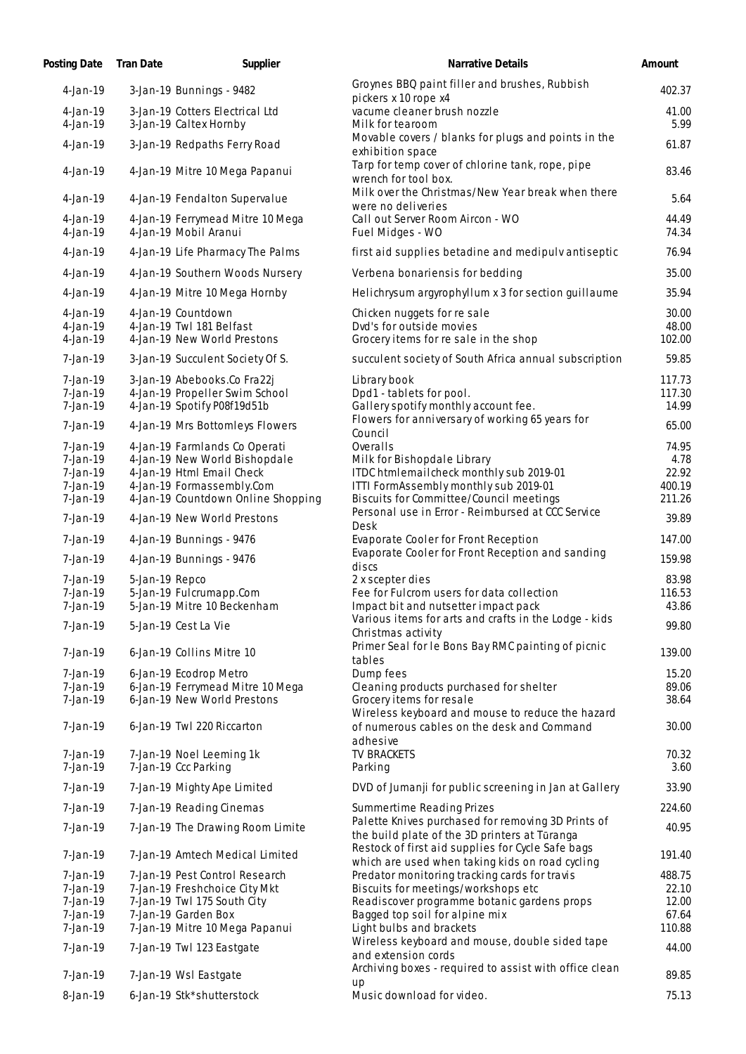| Posting Date | Tran Date | Supplier | Narrative Details | Amount |
|---|---|---|---|---|
| 4-Jan-19 | 3-Jan-19 | Bunnings - 9482 | Groynes BBQ paint filler and brushes, Rubbish pickers x 10 rope x4 | 402.37 |
| 4-Jan-19 | 3-Jan-19 | Cotters Electrical Ltd | vacume cleaner brush nozzle | 41.00 |
| 4-Jan-19 | 3-Jan-19 | Caltex Hornby | Milk for tearoom | 5.99 |
| 4-Jan-19 | 3-Jan-19 | Redpaths Ferry Road | Movable covers / blanks for plugs and points in the exhibition space | 61.87 |
| 4-Jan-19 | 4-Jan-19 | Mitre 10 Mega Papanui | Tarp for temp cover of chlorine tank, rope, pipe wrench for tool box. | 83.46 |
| 4-Jan-19 | 4-Jan-19 | Fendalton Supervalue | Milk over the Christmas/New Year break when there were no deliveries | 5.64 |
| 4-Jan-19 | 4-Jan-19 | Ferrymead Mitre 10 Mega | Call out Server Room Aircon - WO | 44.49 |
| 4-Jan-19 | 4-Jan-19 | Mobil Aranui | Fuel Midges - WO | 74.34 |
| 4-Jan-19 | 4-Jan-19 | Life Pharmacy The Palms | first aid supplies betadine and medipulv antiseptic | 76.94 |
| 4-Jan-19 | 4-Jan-19 | Southern Woods Nursery | Verbena bonariensis for bedding | 35.00 |
| 4-Jan-19 | 4-Jan-19 | Mitre 10 Mega Hornby | Helichrysum argyrophyllum x 3 for section guillaume | 35.94 |
| 4-Jan-19 | 4-Jan-19 | Countdown | Chicken nuggets for re sale | 30.00 |
| 4-Jan-19 | 4-Jan-19 | Twl 181 Belfast | Dvd's for outside movies | 48.00 |
| 4-Jan-19 | 4-Jan-19 | New World Prestons | Grocery items for re sale in the shop | 102.00 |
| 7-Jan-19 | 3-Jan-19 | Succulent Society Of S. | succulent society of South Africa annual subscription | 59.85 |
| 7-Jan-19 | 3-Jan-19 | Abebooks.Co Fra22j | Library book | 117.73 |
| 7-Jan-19 | 4-Jan-19 | Propeller Swim School | Dpd1 - tablets for pool. | 117.30 |
| 7-Jan-19 | 4-Jan-19 | Spotify P08f19d51b | Gallery spotify monthly account fee. | 14.99 |
| 7-Jan-19 | 4-Jan-19 | Mrs Bottomleys Flowers | Flowers for anniversary of working 65 years for Council | 65.00 |
| 7-Jan-19 | 4-Jan-19 | Farmlands Co Operati | Overalls | 74.95 |
| 7-Jan-19 | 4-Jan-19 | New World Bishopdale | Milk for Bishopdale Library | 4.78 |
| 7-Jan-19 | 4-Jan-19 | Html Email Check | ITDC htmlemailcheck monthly sub 2019-01 | 22.92 |
| 7-Jan-19 | 4-Jan-19 | Formassembly.Com | ITTI FormAssembly monthly sub 2019-01 | 400.19 |
| 7-Jan-19 | 4-Jan-19 | Countdown Online Shopping | Biscuits for Committee/Council meetings | 211.26 |
| 7-Jan-19 | 4-Jan-19 | New World Prestons | Personal use in Error - Reimbursed at CCC Service Desk | 39.89 |
| 7-Jan-19 | 4-Jan-19 | Bunnings - 9476 | Evaporate Cooler for Front Reception | 147.00 |
| 7-Jan-19 | 4-Jan-19 | Bunnings - 9476 | Evaporate Cooler for Front Reception and sanding discs | 159.98 |
| 7-Jan-19 | 5-Jan-19 | Repco | 2 x scepter dies | 83.98 |
| 7-Jan-19 | 5-Jan-19 | Fulcrumapp.Com | Fee for Fulcrum users for data collection | 116.53 |
| 7-Jan-19 | 5-Jan-19 | Mitre 10 Beckenham | Impact bit and nutsetter impact pack | 43.86 |
| 7-Jan-19 | 5-Jan-19 | Cest La Vie | Various items for arts and crafts in the Lodge - kids Christmas activity | 99.80 |
| 7-Jan-19 | 6-Jan-19 | Collins Mitre 10 | Primer Seal for le Bons Bay RMC painting of picnic tables | 139.00 |
| 7-Jan-19 | 6-Jan-19 | Ecodrop Metro | Dump fees | 15.20 |
| 7-Jan-19 | 6-Jan-19 | Ferrymead Mitre 10 Mega | Cleaning products purchased for shelter | 89.06 |
| 7-Jan-19 | 6-Jan-19 | New World Prestons | Grocery items for resale | 38.64 |
| 7-Jan-19 | 6-Jan-19 | Twl 220 Riccarton | Wireless keyboard and mouse to reduce the hazard of numerous cables on the desk and Command adhesive | 30.00 |
| 7-Jan-19 | 7-Jan-19 | Noel Leeming 1k | TV BRACKETS | 70.32 |
| 7-Jan-19 | 7-Jan-19 | Ccc Parking | Parking | 3.60 |
| 7-Jan-19 | 7-Jan-19 | Mighty Ape Limited | DVD of Jumanji for public screening in Jan at Gallery | 33.90 |
| 7-Jan-19 | 7-Jan-19 | Reading Cinemas | Summertime Reading Prizes | 224.60 |
| 7-Jan-19 | 7-Jan-19 | The Drawing Room Limite | Palette Knives purchased for removing 3D Prints of the build plate of the 3D printers at Tūranga | 40.95 |
| 7-Jan-19 | 7-Jan-19 | Amtech Medical Limited | Restock of first aid supplies for Cycle Safe bags which are used when taking kids on road cycling | 191.40 |
| 7-Jan-19 | 7-Jan-19 | Pest Control Research | Predator monitoring tracking cards for travis | 488.75 |
| 7-Jan-19 | 7-Jan-19 | Freshchoice City Mkt | Biscuits for meetings/workshops etc | 22.10 |
| 7-Jan-19 | 7-Jan-19 | Twl 175 South City | Readiscover programme botanic gardens props | 12.00 |
| 7-Jan-19 | 7-Jan-19 | Garden Box | Bagged top soil for alpine mix | 67.64 |
| 7-Jan-19 | 7-Jan-19 | Mitre 10 Mega Papanui | Light bulbs and brackets | 110.88 |
| 7-Jan-19 | 7-Jan-19 | Twl 123 Eastgate | Wireless keyboard and mouse, double sided tape and extension cords | 44.00 |
| 7-Jan-19 | 7-Jan-19 | Wsl Eastgate | Archiving boxes - required to assist with office clean up | 89.85 |
| 8-Jan-19 | 6-Jan-19 | Stk*shutterstock | Music download for video. | 75.13 |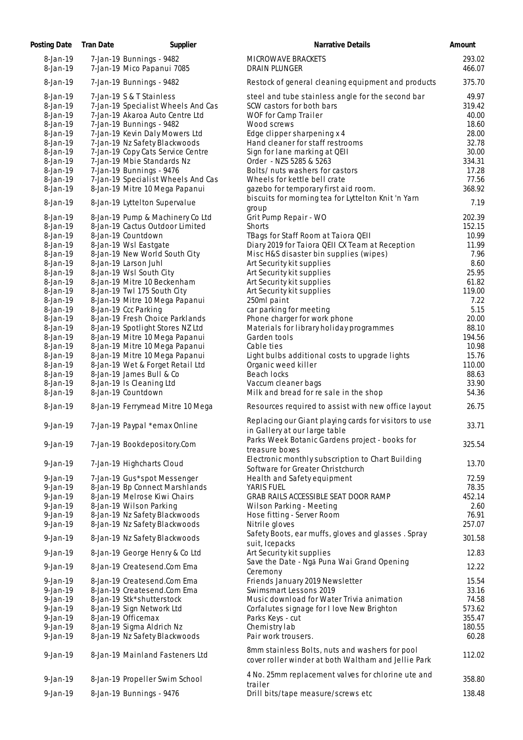| Posting Date | Tran Date | Supplier | Narrative Details | Amount |
|---|---|---|---|---|
| 8-Jan-19 | 7-Jan-19 | Bunnings - 9482 | MICROWAVE BRACKETS | 293.02 |
| 8-Jan-19 | 7-Jan-19 | Mico Papanui 7085 | DRAIN PLUNGER | 466.07 |
| 8-Jan-19 | 7-Jan-19 | Bunnings - 9482 | Restock of general cleaning equipment and products | 375.70 |
| 8-Jan-19 | 7-Jan-19 | S & T Stainless | steel and tube stainless angle for the second bar | 49.97 |
| 8-Jan-19 | 7-Jan-19 | Specialist Wheels And Cas | SCW castors for both bars | 319.42 |
| 8-Jan-19 | 7-Jan-19 | Akaroa Auto Centre Ltd | WOF for Camp Trailer | 40.00 |
| 8-Jan-19 | 7-Jan-19 | Bunnings - 9482 | Wood screws | 18.60 |
| 8-Jan-19 | 7-Jan-19 | Kevin Daly Mowers Ltd | Edge clipper sharpening x 4 | 28.00 |
| 8-Jan-19 | 7-Jan-19 | Nz Safety Blackwoods | Hand cleaner for staff restrooms | 32.78 |
| 8-Jan-19 | 7-Jan-19 | Copy Cats Service Centre | Sign for lane marking at QEII | 30.00 |
| 8-Jan-19 | 7-Jan-19 | Mbie Standards Nz | Order - NZS 5285 & 5263 | 334.31 |
| 8-Jan-19 | 7-Jan-19 | Bunnings - 9476 | Bolts/ nuts washers for castors | 17.28 |
| 8-Jan-19 | 7-Jan-19 | Specialist Wheels And Cas | Wheels for kettle bell crate | 77.56 |
| 8-Jan-19 | 8-Jan-19 | Mitre 10 Mega Papanui | gazebo for temporary first aid room. | 368.92 |
| 8-Jan-19 | 8-Jan-19 | Lyttelton Supervalue | biscuits for morning tea for Lyttelton Knit 'n Yarn group | 7.19 |
| 8-Jan-19 | 8-Jan-19 | Pump & Machinery Co Ltd | Grit Pump Repair - WO | 202.39 |
| 8-Jan-19 | 8-Jan-19 | Cactus Outdoor Limited | Shorts | 152.15 |
| 8-Jan-19 | 8-Jan-19 | Countdown | TBags for Staff Room at Taiora QEII | 10.99 |
| 8-Jan-19 | 8-Jan-19 | Wsl Eastgate | Diary 2019 for Taiora QEII CX Team at Reception | 11.99 |
| 8-Jan-19 | 8-Jan-19 | New World South City | Misc H&S disaster bin supplies (wipes) | 7.96 |
| 8-Jan-19 | 8-Jan-19 | Larson Juhl | Art Security kit supplies | 8.60 |
| 8-Jan-19 | 8-Jan-19 | Wsl South City | Art Security kit supplies | 25.95 |
| 8-Jan-19 | 8-Jan-19 | Mitre 10 Beckenham | Art Security kit supplies | 61.82 |
| 8-Jan-19 | 8-Jan-19 | Twl 175 South City | Art Security kit supplies | 119.00 |
| 8-Jan-19 | 8-Jan-19 | Mitre 10 Mega Papanui | 250ml paint | 7.22 |
| 8-Jan-19 | 8-Jan-19 | Ccc Parking | car parking for meeting | 5.15 |
| 8-Jan-19 | 8-Jan-19 | Fresh Choice Parklands | Phone charger for work phone | 20.00 |
| 8-Jan-19 | 8-Jan-19 | Spotlight Stores NZ Ltd | Materials for library holiday programmes | 88.10 |
| 8-Jan-19 | 8-Jan-19 | Mitre 10 Mega Papanui | Garden tools | 194.56 |
| 8-Jan-19 | 8-Jan-19 | Mitre 10 Mega Papanui | Cable ties | 10.98 |
| 8-Jan-19 | 8-Jan-19 | Mitre 10 Mega Papanui | Light bulbs additional costs to upgrade lights | 15.76 |
| 8-Jan-19 | 8-Jan-19 | Wet & Forget Retail Ltd | Organic weed killer | 110.00 |
| 8-Jan-19 | 8-Jan-19 | James Bull & Co | Beach locks | 88.63 |
| 8-Jan-19 | 8-Jan-19 | Is Cleaning Ltd | Vaccum cleaner bags | 33.90 |
| 8-Jan-19 | 8-Jan-19 | Countdown | Milk and bread for re sale in the shop | 54.36 |
| 8-Jan-19 | 8-Jan-19 | Ferrymead Mitre 10 Mega | Resources required to assist with new office layout | 26.75 |
| 9-Jan-19 | 7-Jan-19 | Paypal *emax Online | Replacing our Giant playing cards for visitors to use in Gallery at our large table | 33.71 |
| 9-Jan-19 | 7-Jan-19 | Bookdepository.Com | Parks Week Botanic Gardens project - books for treasure boxes | 325.54 |
| 9-Jan-19 | 7-Jan-19 | Highcharts Cloud | Electronic monthly subscription to Chart Building Software for Greater Christchurch | 13.70 |
| 9-Jan-19 | 7-Jan-19 | Gus*spot Messenger | Health and Safety equipment | 72.59 |
| 9-Jan-19 | 8-Jan-19 | Bp Connect Marshlands | YARIS FUEL | 78.35 |
| 9-Jan-19 | 8-Jan-19 | Melrose Kiwi Chairs | GRAB RAILS ACCESSIBLE SEAT DOOR RAMP | 452.14 |
| 9-Jan-19 | 8-Jan-19 | Wilson Parking | Wilson Parking - Meeting | 2.60 |
| 9-Jan-19 | 8-Jan-19 | Nz Safety Blackwoods | Hose fitting - Server Room | 76.91 |
| 9-Jan-19 | 8-Jan-19 | Nz Safety Blackwoods | Nitrile gloves | 257.07 |
| 9-Jan-19 | 8-Jan-19 | Nz Safety Blackwoods | Safety Boots, ear muffs, gloves and glasses . Spray suit, Icepacks | 301.58 |
| 9-Jan-19 | 8-Jan-19 | George Henry & Co Ltd | Art Security kit supplies | 12.83 |
| 9-Jan-19 | 8-Jan-19 | Createsend.Com Ema | Save the Date - Ngā Puna Wai Grand Opening Ceremony | 12.22 |
| 9-Jan-19 | 8-Jan-19 | Createsend.Com Ema | Friends January 2019 Newsletter | 15.54 |
| 9-Jan-19 | 8-Jan-19 | Createsend.Com Ema | Swimsmart Lessons 2019 | 33.16 |
| 9-Jan-19 | 8-Jan-19 | Stk*shutterstock | Music download for Water Trivia animation | 74.58 |
| 9-Jan-19 | 8-Jan-19 | Sign Network Ltd | Corfalutes signage for I love New Brighton | 573.62 |
| 9-Jan-19 | 8-Jan-19 | Officemax | Parks Keys - cut | 355.47 |
| 9-Jan-19 | 8-Jan-19 | Sigma Aldrich Nz | Chemistry lab | 180.55 |
| 9-Jan-19 | 8-Jan-19 | Nz Safety Blackwoods | Pair work trousers. | 60.28 |
| 9-Jan-19 | 8-Jan-19 | Mainland Fasteners Ltd | 8mm stainless Bolts, nuts and washers for pool cover roller winder at both Waltham and Jellie Park | 112.02 |
| 9-Jan-19 | 8-Jan-19 | Propeller Swim School | 4 No. 25mm replacement valves for chlorine ute and trailer | 358.80 |
| 9-Jan-19 | 8-Jan-19 | Bunnings - 9476 | Drill bits/tape measure/screws etc | 138.48 |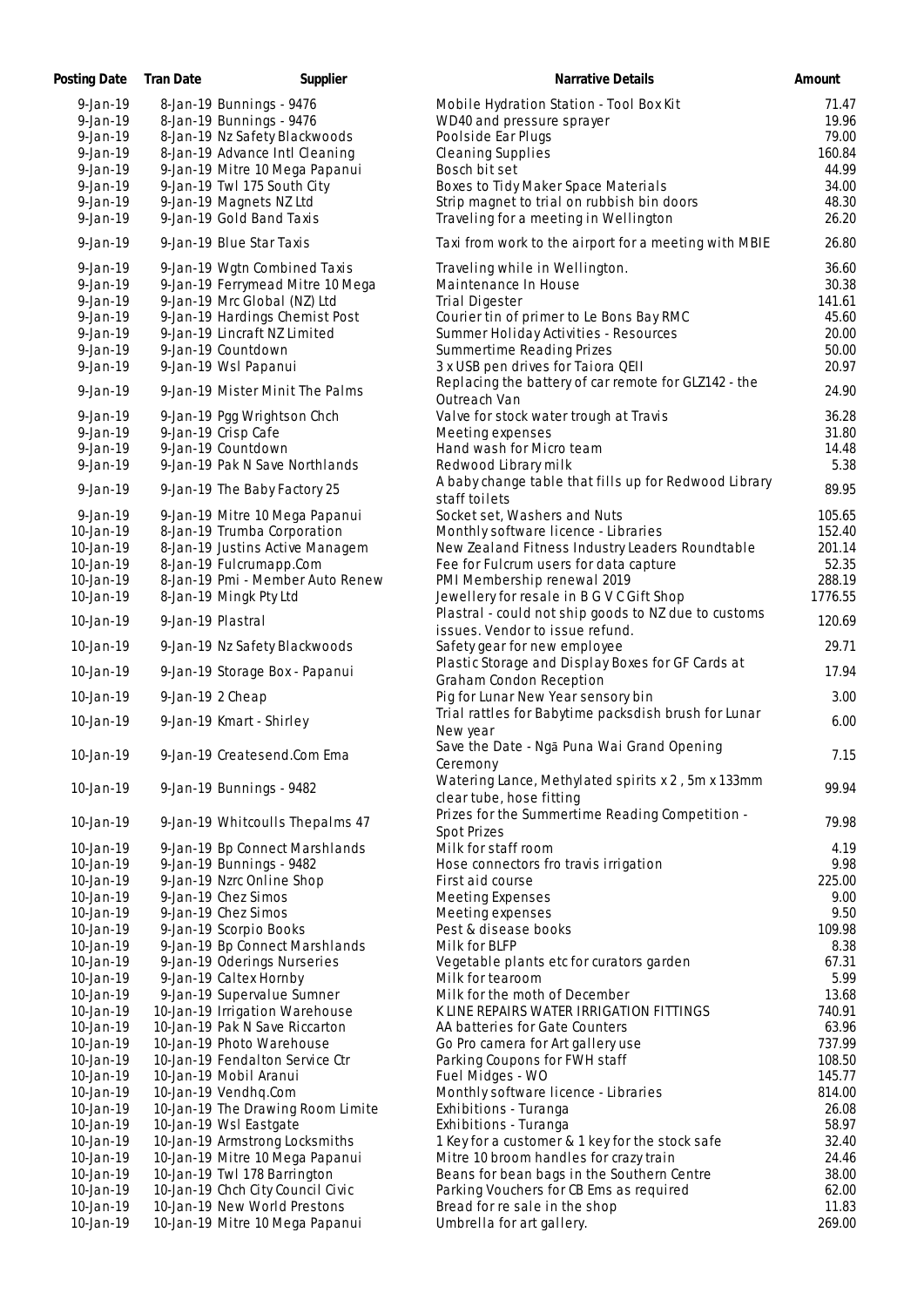| Posting Date | Tran Date | Supplier | Narrative Details | Amount |
|---|---|---|---|---|
| 9-Jan-19 | 8-Jan-19 | Bunnings - 9476 | Mobile Hydration Station - Tool Box Kit | 71.47 |
| 9-Jan-19 | 8-Jan-19 | Bunnings - 9476 | WD40 and pressure sprayer | 19.96 |
| 9-Jan-19 | 8-Jan-19 | Nz Safety Blackwoods | Poolside Ear Plugs | 79.00 |
| 9-Jan-19 | 8-Jan-19 | Advance Intl Cleaning | Cleaning Supplies | 160.84 |
| 9-Jan-19 | 9-Jan-19 | Mitre 10 Mega Papanui | Bosch bit set | 44.99 |
| 9-Jan-19 | 9-Jan-19 | Twl 175 South City | Boxes to Tidy Maker Space Materials | 34.00 |
| 9-Jan-19 | 9-Jan-19 | Magnets NZ Ltd | Strip magnet to trial on rubbish bin doors | 48.30 |
| 9-Jan-19 | 9-Jan-19 | Gold Band Taxis | Traveling for a meeting in Wellington | 26.20 |
| 9-Jan-19 | 9-Jan-19 | Blue Star Taxis | Taxi from work to the airport for a meeting with MBIE | 26.80 |
| 9-Jan-19 | 9-Jan-19 | Wgtn Combined Taxis | Traveling while in Wellington. | 36.60 |
| 9-Jan-19 | 9-Jan-19 | Ferrymead Mitre 10 Mega | Maintenance In House | 30.38 |
| 9-Jan-19 | 9-Jan-19 | Mrc Global (NZ) Ltd | Trial Digester | 141.61 |
| 9-Jan-19 | 9-Jan-19 | Hardings Chemist Post | Courier tin of primer to Le Bons Bay RMC | 45.60 |
| 9-Jan-19 | 9-Jan-19 | Lincraft NZ Limited | Summer Holiday Activities - Resources | 20.00 |
| 9-Jan-19 | 9-Jan-19 | Countdown | Summertime Reading Prizes | 50.00 |
| 9-Jan-19 | 9-Jan-19 | Wsl Papanui | 3 x USB pen drives for Taiora QEII | 20.97 |
| 9-Jan-19 | 9-Jan-19 | Mister Minit The Palms | Replacing the battery of car remote for GLZ142 - the Outreach Van | 24.90 |
| 9-Jan-19 | 9-Jan-19 | Pgg Wrightson Chch | Valve for stock water trough at Travis | 36.28 |
| 9-Jan-19 | 9-Jan-19 | Crisp Cafe | Meeting expenses | 31.80 |
| 9-Jan-19 | 9-Jan-19 | Countdown | Hand wash for Micro team | 14.48 |
| 9-Jan-19 | 9-Jan-19 | Pak N Save Northlands | Redwood Library milk | 5.38 |
| 9-Jan-19 | 9-Jan-19 | The Baby Factory 25 | A baby change table that fills up for Redwood Library staff toilets | 89.95 |
| 9-Jan-19 | 9-Jan-19 | Mitre 10 Mega Papanui | Socket set, Washers and Nuts | 105.65 |
| 10-Jan-19 | 8-Jan-19 | Trumba Corporation | Monthly software licence - Libraries | 152.40 |
| 10-Jan-19 | 8-Jan-19 | Justins Active Managem | New Zealand Fitness Industry Leaders Roundtable | 201.14 |
| 10-Jan-19 | 8-Jan-19 | Fulcrumapp.Com | Fee for Fulcrum users for data capture | 52.35 |
| 10-Jan-19 | 8-Jan-19 | Pmi - Member Auto Renew | PMI Membership renewal 2019 | 288.19 |
| 10-Jan-19 | 8-Jan-19 | Mingk Pty Ltd | Jewellery for resale in B G V C Gift Shop | 1776.55 |
| 10-Jan-19 | 9-Jan-19 | Plastral | Plastral - could not ship goods to NZ due to customs issues. Vendor to issue refund. | 120.69 |
| 10-Jan-19 | 9-Jan-19 | Nz Safety Blackwoods | Safety gear for new employee | 29.71 |
| 10-Jan-19 | 9-Jan-19 | Storage Box - Papanui | Plastic Storage and Display Boxes for GF Cards at Graham Condon Reception | 17.94 |
| 10-Jan-19 | 9-Jan-19 | 2 Cheap | Pig for Lunar New Year sensory bin | 3.00 |
| 10-Jan-19 | 9-Jan-19 | Kmart - Shirley | Trial rattles for Babytime packsdish brush for Lunar New year | 6.00 |
| 10-Jan-19 | 9-Jan-19 | Createsend.Com Ema | Save the Date - Ngā Puna Wai Grand Opening Ceremony | 7.15 |
| 10-Jan-19 | 9-Jan-19 | Bunnings - 9482 | Watering Lance, Methylated spirits x 2 , 5m x 133mm clear tube, hose fitting | 99.94 |
| 10-Jan-19 | 9-Jan-19 | Whitcoulls Thepalms 47 | Prizes for the Summertime Reading Competition - Spot Prizes | 79.98 |
| 10-Jan-19 | 9-Jan-19 | Bp Connect Marshlands | Milk for staff room | 4.19 |
| 10-Jan-19 | 9-Jan-19 | Bunnings - 9482 | Hose connectors fro travis irrigation | 9.98 |
| 10-Jan-19 | 9-Jan-19 | Nzrc Online Shop | First aid course | 225.00 |
| 10-Jan-19 | 9-Jan-19 | Chez Simos | Meeting Expenses | 9.00 |
| 10-Jan-19 | 9-Jan-19 | Chez Simos | Meeting expenses | 9.50 |
| 10-Jan-19 | 9-Jan-19 | Scorpio Books | Pest & disease books | 109.98 |
| 10-Jan-19 | 9-Jan-19 | Bp Connect Marshlands | Milk for BLFP | 8.38 |
| 10-Jan-19 | 9-Jan-19 | Oderings Nurseries | Vegetable plants etc for curators garden | 67.31 |
| 10-Jan-19 | 9-Jan-19 | Caltex Hornby | Milk for tearoom | 5.99 |
| 10-Jan-19 | 9-Jan-19 | Supervalue Sumner | Milk for the moth of December | 13.68 |
| 10-Jan-19 | 10-Jan-19 | Irrigation Warehouse | K LINE REPAIRS WATER IRRIGATION FITTINGS | 740.91 |
| 10-Jan-19 | 10-Jan-19 | Pak N Save Riccarton | AA batteries for Gate Counters | 63.96 |
| 10-Jan-19 | 10-Jan-19 | Photo Warehouse | Go Pro camera for Art gallery use | 737.99 |
| 10-Jan-19 | 10-Jan-19 | Fendalton Service Ctr | Parking Coupons for FWH staff | 108.50 |
| 10-Jan-19 | 10-Jan-19 | Mobil Aranui | Fuel Midges - WO | 145.77 |
| 10-Jan-19 | 10-Jan-19 | Vendhq.Com | Monthly software licence - Libraries | 814.00 |
| 10-Jan-19 | 10-Jan-19 | The Drawing Room Limite | Exhibitions - Turanga | 26.08 |
| 10-Jan-19 | 10-Jan-19 | Wsl Eastgate | Exhibitions - Turanga | 58.97 |
| 10-Jan-19 | 10-Jan-19 | Armstrong Locksmiths | 1 Key for a customer & 1 key for the stock safe | 32.40 |
| 10-Jan-19 | 10-Jan-19 | Mitre 10 Mega Papanui | Mitre 10 broom handles for crazy train | 24.46 |
| 10-Jan-19 | 10-Jan-19 | Twl 178 Barrington | Beans for bean bags in the Southern Centre | 38.00 |
| 10-Jan-19 | 10-Jan-19 | Chch City Council Civic | Parking Vouchers for CB Ems as required | 62.00 |
| 10-Jan-19 | 10-Jan-19 | New World Prestons | Bread for re sale in the shop | 11.83 |
| 10-Jan-19 | 10-Jan-19 | Mitre 10 Mega Papanui | Umbrella for art gallery. | 269.00 |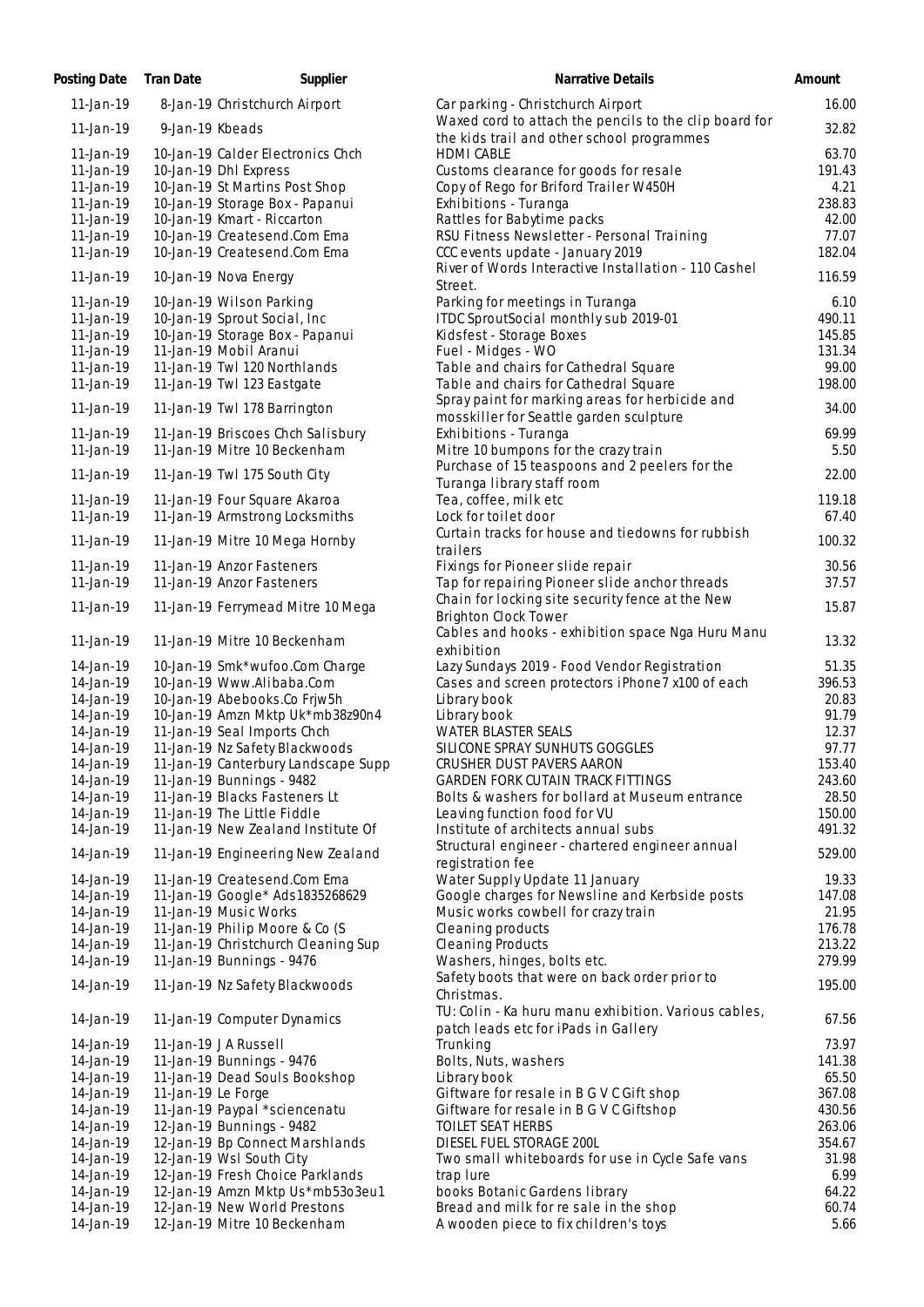| Posting Date | Tran Date | Supplier | Narrative Details | Amount |
|---|---|---|---|---|
| 11-Jan-19 | 8-Jan-19 | Christchurch Airport | Car parking - Christchurch Airport | 16.00 |
| 11-Jan-19 | 9-Jan-19 | Kbeads | Waxed cord to attach the pencils to the clip board for the kids trail and other school programmes | 32.82 |
| 11-Jan-19 | 10-Jan-19 | Calder Electronics Chch | HDMI CABLE | 63.70 |
| 11-Jan-19 | 10-Jan-19 | Dhl Express | Customs clearance for goods for resale | 191.43 |
| 11-Jan-19 | 10-Jan-19 | St Martins Post Shop | Copy of Rego for Briford Trailer W450H | 4.21 |
| 11-Jan-19 | 10-Jan-19 | Storage Box - Papanui | Exhibitions - Turanga | 238.83 |
| 11-Jan-19 | 10-Jan-19 | Kmart - Riccarton | Rattles for Babytime packs | 42.00 |
| 11-Jan-19 | 10-Jan-19 | Createsend.Com Ema | RSU Fitness Newsletter - Personal Training | 77.07 |
| 11-Jan-19 | 10-Jan-19 | Createsend.Com Ema | CCC events update - January 2019 | 182.04 |
| 11-Jan-19 | 10-Jan-19 | Nova Energy | River of Words Interactive Installation - 110 Cashel Street. | 116.59 |
| 11-Jan-19 | 10-Jan-19 | Wilson Parking | Parking for meetings in Turanga | 6.10 |
| 11-Jan-19 | 10-Jan-19 | Sprout Social, Inc | ITDC SproutSocial monthly sub 2019-01 | 490.11 |
| 11-Jan-19 | 10-Jan-19 | Storage Box - Papanui | Kidsfest - Storage Boxes | 145.85 |
| 11-Jan-19 | 11-Jan-19 | Mobil Aranui | Fuel - Midges - WO | 131.34 |
| 11-Jan-19 | 11-Jan-19 | Twl 120 Northlands | Table and chairs for Cathedral Square | 99.00 |
| 11-Jan-19 | 11-Jan-19 | Twl 123 Eastgate | Table and chairs for Cathedral Square | 198.00 |
| 11-Jan-19 | 11-Jan-19 | Twl 178 Barrington | Spray paint for marking areas for herbicide and mosskiller for Seattle garden sculpture | 34.00 |
| 11-Jan-19 | 11-Jan-19 | Briscoes Chch Salisbury | Exhibitions - Turanga | 69.99 |
| 11-Jan-19 | 11-Jan-19 | Mitre 10 Beckenham | Mitre 10 bumpons for the crazy train | 5.50 |
| 11-Jan-19 | 11-Jan-19 | Twl 175 South City | Purchase of 15 teaspoons and 2 peelers for the Turanga library staff room | 22.00 |
| 11-Jan-19 | 11-Jan-19 | Four Square Akaroa | Tea, coffee, milk etc | 119.18 |
| 11-Jan-19 | 11-Jan-19 | Armstrong Locksmiths | Lock for toilet door | 67.40 |
| 11-Jan-19 | 11-Jan-19 | Mitre 10 Mega Hornby | Curtain tracks for house and tiedowns for rubbish trailers | 100.32 |
| 11-Jan-19 | 11-Jan-19 | Anzor Fasteners | Fixings for Pioneer slide repair | 30.56 |
| 11-Jan-19 | 11-Jan-19 | Anzor Fasteners | Tap for repairing Pioneer slide anchor threads | 37.57 |
| 11-Jan-19 | 11-Jan-19 | Ferrymead Mitre 10 Mega | Chain for locking site security fence at the New Brighton Clock Tower | 15.87 |
| 11-Jan-19 | 11-Jan-19 | Mitre 10 Beckenham | Cables and hooks - exhibition space Nga Huru Manu exhibition | 13.32 |
| 14-Jan-19 | 10-Jan-19 | Smk*wufoo.Com Charge | Lazy Sundays 2019 - Food Vendor Registration | 51.35 |
| 14-Jan-19 | 10-Jan-19 | Www.Alibaba.Com | Cases and screen protectors iPhone7 x100 of each | 396.53 |
| 14-Jan-19 | 10-Jan-19 | Abebooks.Co Frjw5h | Library book | 20.83 |
| 14-Jan-19 | 10-Jan-19 | Amzn Mktp Uk*mb38z90n4 | Library book | 91.79 |
| 14-Jan-19 | 11-Jan-19 | Seal Imports Chch | WATER BLASTER SEALS | 12.37 |
| 14-Jan-19 | 11-Jan-19 | Nz Safety Blackwoods | SILICONE SPRAY SUNHUTS GOGGLES | 97.77 |
| 14-Jan-19 | 11-Jan-19 | Canterbury Landscape Supp | CRUSHER DUST PAVERS AARON | 153.40 |
| 14-Jan-19 | 11-Jan-19 | Bunnings - 9482 | GARDEN FORK CUTAIN TRACK FITTINGS | 243.60 |
| 14-Jan-19 | 11-Jan-19 | Blacks Fasteners Lt | Bolts & washers for bollard at Museum entrance | 28.50 |
| 14-Jan-19 | 11-Jan-19 | The Little Fiddle | Leaving function food for VU | 150.00 |
| 14-Jan-19 | 11-Jan-19 | New Zealand Institute Of | Institute of architects annual subs | 491.32 |
| 14-Jan-19 | 11-Jan-19 | Engineering New Zealand | Structural engineer - chartered engineer annual registration fee | 529.00 |
| 14-Jan-19 | 11-Jan-19 | Createsend.Com Ema | Water Supply Update 11 January | 19.33 |
| 14-Jan-19 | 11-Jan-19 | Google* Ads1835268629 | Google charges for Newsline and Kerbside posts | 147.08 |
| 14-Jan-19 | 11-Jan-19 | Music Works | Music works cowbell for crazy train | 21.95 |
| 14-Jan-19 | 11-Jan-19 | Philip Moore & Co (S | Cleaning products | 176.78 |
| 14-Jan-19 | 11-Jan-19 | Christchurch Cleaning Sup | Cleaning Products | 213.22 |
| 14-Jan-19 | 11-Jan-19 | Bunnings - 9476 | Washers, hinges, bolts etc. | 279.99 |
| 14-Jan-19 | 11-Jan-19 | Nz Safety Blackwoods | Safety boots that were on back order prior to Christmas. | 195.00 |
| 14-Jan-19 | 11-Jan-19 | Computer Dynamics | TU: Colin - Ka huru manu exhibition. Various cables, patch leads etc for iPads in Gallery | 67.56 |
| 14-Jan-19 | 11-Jan-19 | J A Russell | Trunking | 73.97 |
| 14-Jan-19 | 11-Jan-19 | Bunnings - 9476 | Bolts, Nuts, washers | 141.38 |
| 14-Jan-19 | 11-Jan-19 | Dead Souls Bookshop | Library book | 65.50 |
| 14-Jan-19 | 11-Jan-19 | Le Forge | Giftware for resale in B G V C Gift shop | 367.08 |
| 14-Jan-19 | 11-Jan-19 | Paypal *sciencenatu | Giftware for resale in B G V C Giftshop | 430.56 |
| 14-Jan-19 | 12-Jan-19 | Bunnings - 9482 | TOILET SEAT HERBS | 263.06 |
| 14-Jan-19 | 12-Jan-19 | Bp Connect Marshlands | DIESEL FUEL STORAGE 200L | 354.67 |
| 14-Jan-19 | 12-Jan-19 | Wsl South City | Two small whiteboards for use in Cycle Safe vans | 31.98 |
| 14-Jan-19 | 12-Jan-19 | Fresh Choice Parklands | trap lure | 6.99 |
| 14-Jan-19 | 12-Jan-19 | Amzn Mktp Us*mb53o3eu1 | books Botanic Gardens library | 64.22 |
| 14-Jan-19 | 12-Jan-19 | New World Prestons | Bread and milk for re sale in the shop | 60.74 |
| 14-Jan-19 | 12-Jan-19 | Mitre 10 Beckenham | A wooden piece to fix children's toys | 5.66 |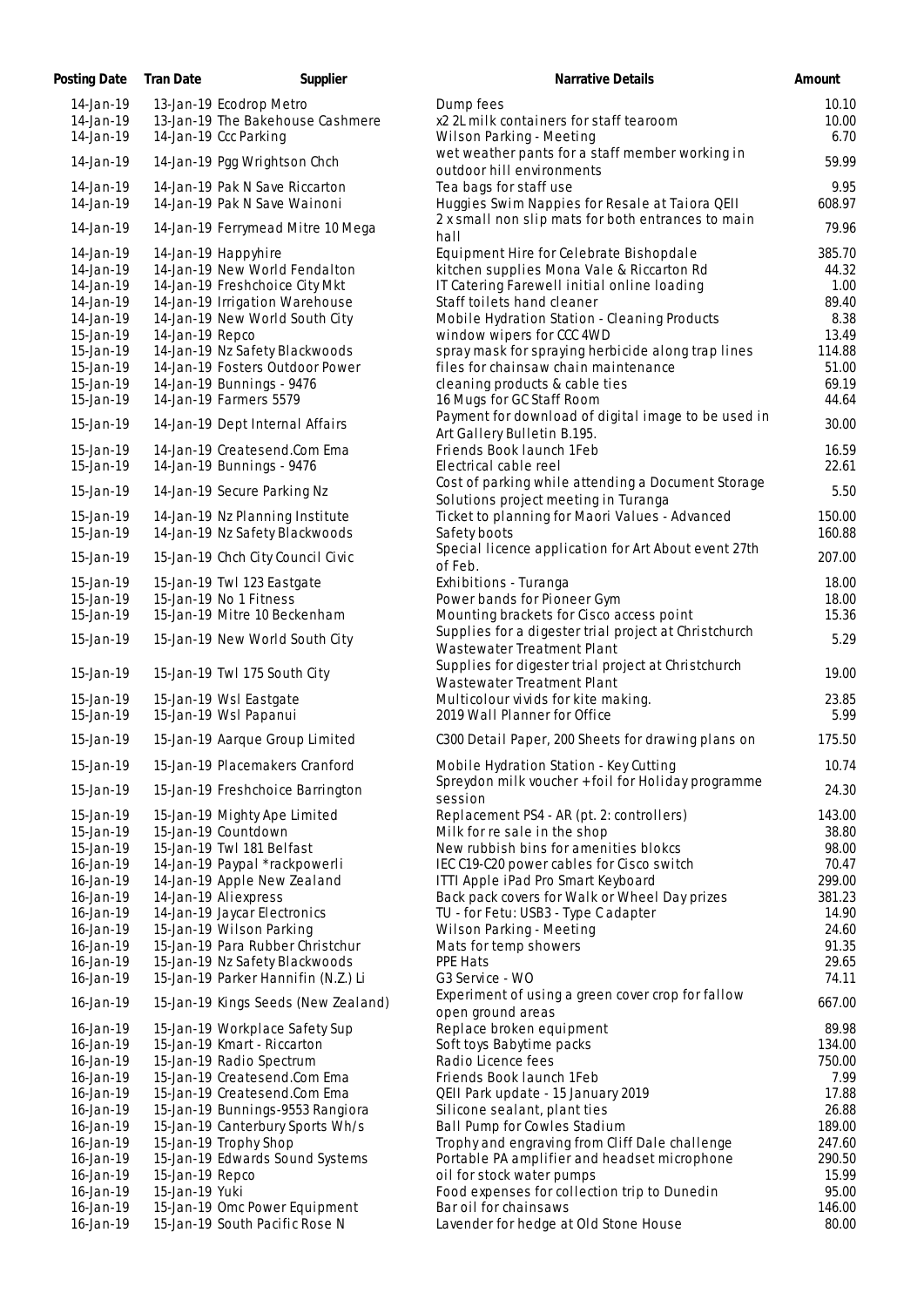| Posting Date | Tran Date | Supplier | Narrative Details | Amount |
|---|---|---|---|---|
| 14-Jan-19 | 13-Jan-19 | Ecodrop Metro | Dump fees | 10.10 |
| 14-Jan-19 | 13-Jan-19 | The Bakehouse Cashmere | x2 2L milk containers for staff tearoom | 10.00 |
| 14-Jan-19 | 14-Jan-19 | Ccc Parking | Wilson Parking - Meeting | 6.70 |
| 14-Jan-19 | 14-Jan-19 | Pgg Wrightson Chch | wet weather pants for a staff member working in outdoor hill environments | 59.99 |
| 14-Jan-19 | 14-Jan-19 | Pak N Save Riccarton | Tea bags for staff use | 9.95 |
| 14-Jan-19 | 14-Jan-19 | Pak N Save Wainoni | Huggies Swim Nappies for Resale at Taiora QEII | 608.97 |
| 14-Jan-19 | 14-Jan-19 | Ferrymead Mitre 10 Mega | 2 x small non slip mats for both entrances to main hall | 79.96 |
| 14-Jan-19 | 14-Jan-19 | Happyhire | Equipment Hire for Celebrate Bishopdale | 385.70 |
| 14-Jan-19 | 14-Jan-19 | New World Fendalton | kitchen supplies Mona Vale & Riccarton Rd | 44.32 |
| 14-Jan-19 | 14-Jan-19 | Freshchoice City Mkt | IT Catering Farewell initial online loading | 1.00 |
| 14-Jan-19 | 14-Jan-19 | Irrigation Warehouse | Staff toilets hand cleaner | 89.40 |
| 14-Jan-19 | 14-Jan-19 | New World South City | Mobile Hydration Station - Cleaning Products | 8.38 |
| 15-Jan-19 | 14-Jan-19 | Repco | window wipers for CCC 4WD | 13.49 |
| 15-Jan-19 | 14-Jan-19 | Nz Safety Blackwoods | spray mask for spraying herbicide along trap lines | 114.88 |
| 15-Jan-19 | 14-Jan-19 | Fosters Outdoor Power | files for chainsaw chain maintenance | 51.00 |
| 15-Jan-19 | 14-Jan-19 | Bunnings - 9476 | cleaning products & cable ties | 69.19 |
| 15-Jan-19 | 14-Jan-19 | Farmers 5579 | 16 Mugs for GC Staff Room | 44.64 |
| 15-Jan-19 | 14-Jan-19 | Dept Internal Affairs | Payment for download of digital image to be used in Art Gallery Bulletin B.195. | 30.00 |
| 15-Jan-19 | 14-Jan-19 | Createsend.Com Ema | Friends Book launch 1Feb | 16.59 |
| 15-Jan-19 | 14-Jan-19 | Bunnings - 9476 | Electrical cable reel | 22.61 |
| 15-Jan-19 | 14-Jan-19 | Secure Parking Nz | Cost of parking while attending a Document Storage Solutions project meeting in Turanga | 5.50 |
| 15-Jan-19 | 14-Jan-19 | Nz Planning Institute | Ticket to planning for Maori Values - Advanced | 150.00 |
| 15-Jan-19 | 14-Jan-19 | Nz Safety Blackwoods | Safety boots | 160.88 |
| 15-Jan-19 | 15-Jan-19 | Chch City Council Civic | Special licence application for Art About event 27th of Feb. | 207.00 |
| 15-Jan-19 | 15-Jan-19 | Twl 123 Eastgate | Exhibitions - Turanga | 18.00 |
| 15-Jan-19 | 15-Jan-19 | No 1 Fitness | Power bands for Pioneer Gym | 18.00 |
| 15-Jan-19 | 15-Jan-19 | Mitre 10 Beckenham | Mounting brackets for Cisco access point | 15.36 |
| 15-Jan-19 | 15-Jan-19 | New World South City | Supplies for a digester trial project at Christchurch Wastewater Treatment Plant | 5.29 |
| 15-Jan-19 | 15-Jan-19 | Twl 175 South City | Supplies for digester trial project at Christchurch Wastewater Treatment Plant | 19.00 |
| 15-Jan-19 | 15-Jan-19 | Wsl Eastgate | Multicolour vivids for kite making. | 23.85 |
| 15-Jan-19 | 15-Jan-19 | Wsl Papanui | 2019 Wall Planner for Office | 5.99 |
| 15-Jan-19 | 15-Jan-19 | Aarque Group Limited | C300 Detail Paper, 200 Sheets for drawing plans on | 175.50 |
| 15-Jan-19 | 15-Jan-19 | Placemakers Cranford | Mobile Hydration Station - Key Cutting | 10.74 |
| 15-Jan-19 | 15-Jan-19 | Freshchoice Barrington | Spreydon milk voucher + foil for Holiday programme session | 24.30 |
| 15-Jan-19 | 15-Jan-19 | Mighty Ape Limited | Replacement PS4 - AR (pt. 2: controllers) | 143.00 |
| 15-Jan-19 | 15-Jan-19 | Countdown | Milk for re sale in the shop | 38.80 |
| 15-Jan-19 | 15-Jan-19 | Twl 181 Belfast | New rubbish bins for amenities blokcs | 98.00 |
| 16-Jan-19 | 14-Jan-19 | Paypal *rackpowerli | IEC C19-C20 power cables for Cisco switch | 70.47 |
| 16-Jan-19 | 14-Jan-19 | Apple New Zealand | ITTI Apple iPad Pro Smart Keyboard | 299.00 |
| 16-Jan-19 | 14-Jan-19 | Aliexpress | Back pack covers for Walk or Wheel Day prizes | 381.23 |
| 16-Jan-19 | 14-Jan-19 | Jaycar Electronics | TU - for Fetu: USB3 - Type C adapter | 14.90 |
| 16-Jan-19 | 15-Jan-19 | Wilson Parking | Wilson Parking - Meeting | 24.60 |
| 16-Jan-19 | 15-Jan-19 | Para Rubber Christchur | Mats for temp showers | 91.35 |
| 16-Jan-19 | 15-Jan-19 | Nz Safety Blackwoods | PPE Hats | 29.65 |
| 16-Jan-19 | 15-Jan-19 | Parker Hannifin (N.Z.) Li | G3 Service - WO | 74.11 |
| 16-Jan-19 | 15-Jan-19 | Kings Seeds (New Zealand) | Experiment of using a green cover crop for fallow open ground areas | 667.00 |
| 16-Jan-19 | 15-Jan-19 | Workplace Safety Sup | Replace broken equipment | 89.98 |
| 16-Jan-19 | 15-Jan-19 | Kmart - Riccarton | Soft toys Babytime packs | 134.00 |
| 16-Jan-19 | 15-Jan-19 | Radio Spectrum | Radio Licence fees | 750.00 |
| 16-Jan-19 | 15-Jan-19 | Createsend.Com Ema | Friends Book launch 1Feb | 7.99 |
| 16-Jan-19 | 15-Jan-19 | Createsend.Com Ema | QEII Park update - 15 January 2019 | 17.88 |
| 16-Jan-19 | 15-Jan-19 | Bunnings-9553 Rangiora | Silicone sealant, plant ties | 26.88 |
| 16-Jan-19 | 15-Jan-19 | Canterbury Sports Wh/s | Ball Pump for Cowles Stadium | 189.00 |
| 16-Jan-19 | 15-Jan-19 | Trophy Shop | Trophy and engraving from Cliff Dale challenge | 247.60 |
| 16-Jan-19 | 15-Jan-19 | Edwards Sound Systems | Portable PA amplifier and headset microphone | 290.50 |
| 16-Jan-19 | 15-Jan-19 | Repco | oil for stock water pumps | 15.99 |
| 16-Jan-19 | 15-Jan-19 | Yuki | Food expenses for collection trip to Dunedin | 95.00 |
| 16-Jan-19 | 15-Jan-19 | Omc Power Equipment | Bar oil for chainsaws | 146.00 |
| 16-Jan-19 | 15-Jan-19 | South Pacific Rose N | Lavender for hedge at Old Stone House | 80.00 |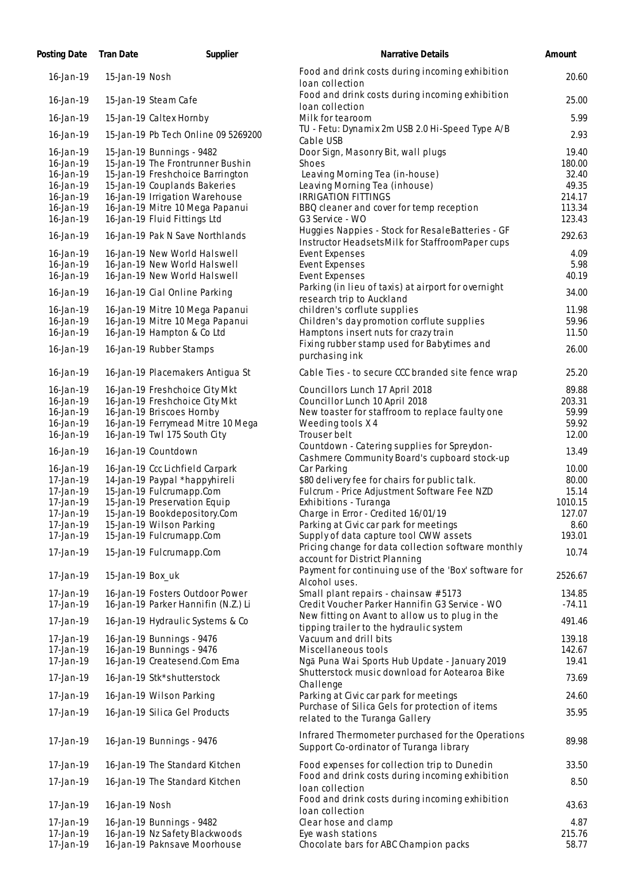| Posting Date | Tran Date | Supplier | Narrative Details | Amount |
|---|---|---|---|---|
| 16-Jan-19 | 15-Jan-19 | Nosh | Food and drink costs during incoming exhibition loan collection | 20.60 |
| 16-Jan-19 | 15-Jan-19 | Steam Cafe | Food and drink costs during incoming exhibition loan collection | 25.00 |
| 16-Jan-19 | 15-Jan-19 | Caltex Hornby | Milk for tearoom | 5.99 |
| 16-Jan-19 | 15-Jan-19 | Pb Tech Online 09 5269200 | TU - Fetu: Dynamix 2m USB 2.0 Hi-Speed Type A/B Cable USB | 2.93 |
| 16-Jan-19 | 15-Jan-19 | Bunnings - 9482 | Door Sign, Masonry Bit, wall plugs | 19.40 |
| 16-Jan-19 | 15-Jan-19 | The Frontrunner Bushin | Shoes | 180.00 |
| 16-Jan-19 | 15-Jan-19 | Freshchoice Barrington | Leaving Morning Tea (in-house) | 32.40 |
| 16-Jan-19 | 15-Jan-19 | Couplands Bakeries | Leaving Morning Tea (inhouse) | 49.35 |
| 16-Jan-19 | 16-Jan-19 | Irrigation Warehouse | IRRIGATION FITTINGS | 214.17 |
| 16-Jan-19 | 16-Jan-19 | Mitre 10 Mega Papanui | BBQ cleaner and cover for temp reception | 113.34 |
| 16-Jan-19 | 16-Jan-19 | Fluid Fittings Ltd | G3 Service - WO | 123.43 |
| 16-Jan-19 | 16-Jan-19 | Pak N Save Northlands | Huggies Nappies - Stock for ResaleBatteries - GF Instructor HeadsetsMilk for StaffroomPaper cups | 292.63 |
| 16-Jan-19 | 16-Jan-19 | New World Halswell | Event Expenses | 4.09 |
| 16-Jan-19 | 16-Jan-19 | New World Halswell | Event Expenses | 5.98 |
| 16-Jan-19 | 16-Jan-19 | New World Halswell | Event Expenses | 40.19 |
| 16-Jan-19 | 16-Jan-19 | Cial Online Parking | Parking (in lieu of taxis) at airport for overnight research trip to Auckland | 34.00 |
| 16-Jan-19 | 16-Jan-19 | Mitre 10 Mega Papanui | children's corflute supplies | 11.98 |
| 16-Jan-19 | 16-Jan-19 | Mitre 10 Mega Papanui | Children's day promotion corflute supplies | 59.96 |
| 16-Jan-19 | 16-Jan-19 | Hampton & Co Ltd | Hamptons insert nuts for crazy train | 11.50 |
| 16-Jan-19 | 16-Jan-19 | Rubber Stamps | Fixing rubber stamp used for Babytimes and purchasing ink | 26.00 |
| 16-Jan-19 | 16-Jan-19 | Placemakers Antigua St | Cable Ties - to secure CCC branded site fence wrap | 25.20 |
| 16-Jan-19 | 16-Jan-19 | Freshchoice City Mkt | Councillors Lunch 17 April 2018 | 89.88 |
| 16-Jan-19 | 16-Jan-19 | Freshchoice City Mkt | Councillor Lunch 10 April 2018 | 203.31 |
| 16-Jan-19 | 16-Jan-19 | Briscoes Hornby | New toaster for staffroom to replace faulty one | 59.99 |
| 16-Jan-19 | 16-Jan-19 | Ferrymead Mitre 10 Mega | Weeding tools X 4 | 59.92 |
| 16-Jan-19 | 16-Jan-19 | Twl 175 South City | Trouser belt | 12.00 |
| 16-Jan-19 | 16-Jan-19 | Countdown | Countdown - Catering supplies for Spreydon-Cashmere Community Board's cupboard stock-up | 13.49 |
| 16-Jan-19 | 16-Jan-19 | Ccc Lichfield Carpark | Car Parking | 10.00 |
| 17-Jan-19 | 14-Jan-19 | Paypal *happyhireli | $80 delivery fee for chairs for public talk. | 80.00 |
| 17-Jan-19 | 15-Jan-19 | Fulcrumapp.Com | Fulcrum - Price Adjustment Software Fee NZD | 15.14 |
| 17-Jan-19 | 15-Jan-19 | Preservation Equip | Exhibitions - Turanga | 1010.15 |
| 17-Jan-19 | 15-Jan-19 | Bookdepository.Com | Charge in Error - Credited 16/01/19 | 127.07 |
| 17-Jan-19 | 15-Jan-19 | Wilson Parking | Parking at Civic car park for meetings | 8.60 |
| 17-Jan-19 | 15-Jan-19 | Fulcrumapp.Com | Supply of data capture tool CWW assets | 193.01 |
| 17-Jan-19 | 15-Jan-19 | Fulcrumapp.Com | Pricing change for data collection software monthly account for District Planning | 10.74 |
| 17-Jan-19 | 15-Jan-19 | Box_uk | Payment for continuing use of the 'Box' software for Alcohol uses. | 2526.67 |
| 17-Jan-19 | 16-Jan-19 | Fosters Outdoor Power | Small plant repairs - chainsaw # 5173 | 134.85 |
| 17-Jan-19 | 16-Jan-19 | Parker Hannifin (N.Z.) Li | Credit Voucher Parker Hannifin G3 Service - WO | -74.11 |
| 17-Jan-19 | 16-Jan-19 | Hydraulic Systems & Co | New fitting on Avant to allow us to plug in the tipping trailer to the hydraulic system | 491.46 |
| 17-Jan-19 | 16-Jan-19 | Bunnings - 9476 | Vacuum and drill bits | 139.18 |
| 17-Jan-19 | 16-Jan-19 | Bunnings - 9476 | Miscellaneous tools | 142.67 |
| 17-Jan-19 | 16-Jan-19 | Createsend.Com Ema | Ngā Puna Wai Sports Hub Update - January 2019 | 19.41 |
| 17-Jan-19 | 16-Jan-19 | Stk*shutterstock | Shutterstock music download for Aotearoa Bike Challenge | 73.69 |
| 17-Jan-19 | 16-Jan-19 | Wilson Parking | Parking at Civic car park for meetings | 24.60 |
| 17-Jan-19 | 16-Jan-19 | Silica Gel Products | Purchase of Silica Gels for protection of items related to the Turanga Gallery | 35.95 |
| 17-Jan-19 | 16-Jan-19 | Bunnings - 9476 | Infrared Thermometer purchased for the Operations Support Co-ordinator of Turanga library | 89.98 |
| 17-Jan-19 | 16-Jan-19 | The Standard Kitchen | Food expenses for collection trip to Dunedin | 33.50 |
| 17-Jan-19 | 16-Jan-19 | The Standard Kitchen | Food and drink costs during incoming exhibition loan collection | 8.50 |
| 17-Jan-19 | 16-Jan-19 | Nosh | Food and drink costs during incoming exhibition loan collection | 43.63 |
| 17-Jan-19 | 16-Jan-19 | Bunnings - 9482 | Clear hose and clamp | 4.87 |
| 17-Jan-19 | 16-Jan-19 | Nz Safety Blackwoods | Eye wash stations | 215.76 |
| 17-Jan-19 | 16-Jan-19 | Paknsave Moorhouse | Chocolate bars for ABC Champion packs | 58.77 |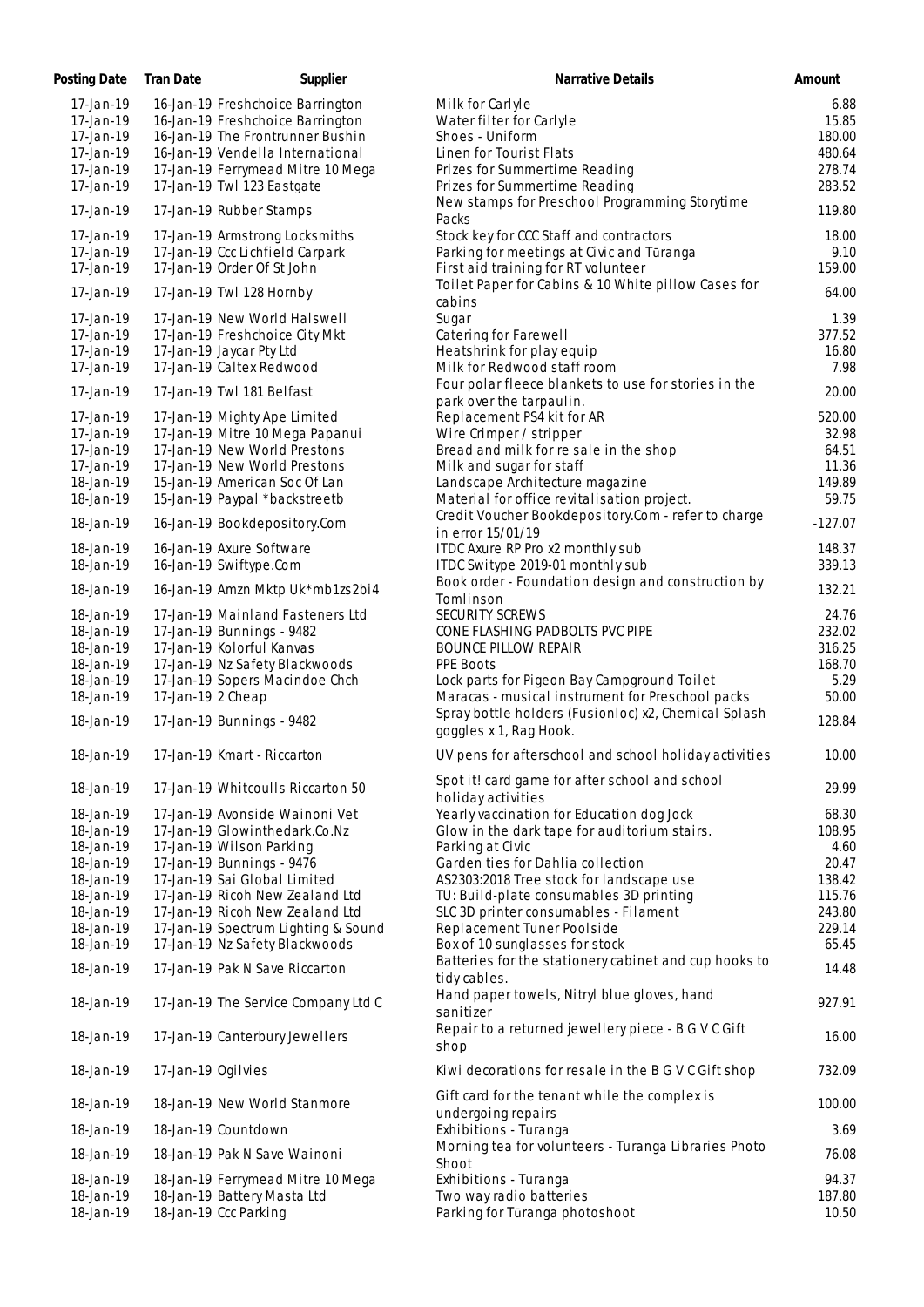| Posting Date | Tran Date | Supplier | Narrative Details | Amount |
|---|---|---|---|---|
| 17-Jan-19 | 16-Jan-19 | Freshchoice Barrington | Milk for Carlyle | 6.88 |
| 17-Jan-19 | 16-Jan-19 | Freshchoice Barrington | Water filter for Carlyle | 15.85 |
| 17-Jan-19 | 16-Jan-19 | The Frontrunner Bushin | Shoes - Uniform | 180.00 |
| 17-Jan-19 | 16-Jan-19 | Vendella International | Linen for Tourist Flats | 480.64 |
| 17-Jan-19 | 17-Jan-19 | Ferrymead Mitre 10 Mega | Prizes for Summertime Reading | 278.74 |
| 17-Jan-19 | 17-Jan-19 | Twl 123 Eastgate | Prizes for Summertime Reading | 283.52 |
| 17-Jan-19 | 17-Jan-19 | Rubber Stamps | New stamps for Preschool Programming Storytime Packs | 119.80 |
| 17-Jan-19 | 17-Jan-19 | Armstrong Locksmiths | Stock key for CCC Staff and contractors | 18.00 |
| 17-Jan-19 | 17-Jan-19 | Ccc Lichfield Carpark | Parking for meetings at Civic and Tūranga | 9.10 |
| 17-Jan-19 | 17-Jan-19 | Order Of St John | First aid training for RT volunteer | 159.00 |
| 17-Jan-19 | 17-Jan-19 | Twl 128 Hornby | Toilet Paper for Cabins & 10 White pillow Cases for cabins | 64.00 |
| 17-Jan-19 | 17-Jan-19 | New World Halswell | Sugar | 1.39 |
| 17-Jan-19 | 17-Jan-19 | Freshchoice City Mkt | Catering for Farewell | 377.52 |
| 17-Jan-19 | 17-Jan-19 | Jaycar Pty Ltd | Heatshrink for play equip | 16.80 |
| 17-Jan-19 | 17-Jan-19 | Caltex Redwood | Milk for Redwood staff room | 7.98 |
| 17-Jan-19 | 17-Jan-19 | Twl 181 Belfast | Four polar fleece blankets to use for stories in the park over the tarpaulin. | 20.00 |
| 17-Jan-19 | 17-Jan-19 | Mighty Ape Limited | Replacement PS4 kit for AR | 520.00 |
| 17-Jan-19 | 17-Jan-19 | Mitre 10 Mega Papanui | Wire Crimper / stripper | 32.98 |
| 17-Jan-19 | 17-Jan-19 | New World Prestons | Bread and milk for re sale in the shop | 64.51 |
| 17-Jan-19 | 17-Jan-19 | New World Prestons | Milk and sugar for staff | 11.36 |
| 18-Jan-19 | 15-Jan-19 | American Soc Of Lan | Landscape Architecture magazine | 149.89 |
| 18-Jan-19 | 15-Jan-19 | Paypal *backstreetb | Material for office revitalisation project. | 59.75 |
| 18-Jan-19 | 16-Jan-19 | Bookdepository.Com | Credit Voucher Bookdepository.Com - refer to charge in error 15/01/19 | -127.07 |
| 18-Jan-19 | 16-Jan-19 | Axure Software | ITDC Axure RP Pro x2 monthly sub | 148.37 |
| 18-Jan-19 | 16-Jan-19 | Swiftype.Com | ITDC Switype 2019-01 monthly sub | 339.13 |
| 18-Jan-19 | 16-Jan-19 | Amzn Mktp Uk*mb1zs2bi4 | Book order - Foundation design and construction by Tomlinson | 132.21 |
| 18-Jan-19 | 17-Jan-19 | Mainland Fasteners Ltd | SECURITY SCREWS | 24.76 |
| 18-Jan-19 | 17-Jan-19 | Bunnings - 9482 | CONE FLASHING PADBOLTS PVC PIPE | 232.02 |
| 18-Jan-19 | 17-Jan-19 | Kolorful Kanvas | BOUNCE PILLOW REPAIR | 316.25 |
| 18-Jan-19 | 17-Jan-19 | Nz Safety Blackwoods | PPE Boots | 168.70 |
| 18-Jan-19 | 17-Jan-19 | Sopers Macindoe Chch | Lock parts for Pigeon Bay Campground Toilet | 5.29 |
| 18-Jan-19 | 17-Jan-19 | 2 Cheap | Maracas - musical instrument for Preschool packs | 50.00 |
| 18-Jan-19 | 17-Jan-19 | Bunnings - 9482 | Spray bottle holders (Fusionloc) x2, Chemical Splash goggles x 1, Rag Hook. | 128.84 |
| 18-Jan-19 | 17-Jan-19 | Kmart - Riccarton | UV pens for afterschool and school holiday activities | 10.00 |
| 18-Jan-19 | 17-Jan-19 | Whitcoulls Riccarton 50 | Spot it! card game for after school and school holiday activities | 29.99 |
| 18-Jan-19 | 17-Jan-19 | Avonside Wainoni Vet | Yearly vaccination for Education dog Jock | 68.30 |
| 18-Jan-19 | 17-Jan-19 | Glowinthedark.Co.Nz | Glow in the dark tape for auditorium stairs. | 108.95 |
| 18-Jan-19 | 17-Jan-19 | Wilson Parking | Parking at Civic | 4.60 |
| 18-Jan-19 | 17-Jan-19 | Bunnings - 9476 | Garden ties for Dahlia collection | 20.47 |
| 18-Jan-19 | 17-Jan-19 | Sai Global Limited | AS2303:2018 Tree stock for landscape use | 138.42 |
| 18-Jan-19 | 17-Jan-19 | Ricoh New Zealand Ltd | TU: Build-plate consumables 3D printing | 115.76 |
| 18-Jan-19 | 17-Jan-19 | Ricoh New Zealand Ltd | SLC 3D printer consumables - Filament | 243.80 |
| 18-Jan-19 | 17-Jan-19 | Spectrum Lighting & Sound | Replacement Tuner Poolside | 229.14 |
| 18-Jan-19 | 17-Jan-19 | Nz Safety Blackwoods | Box of 10 sunglasses for stock | 65.45 |
| 18-Jan-19 | 17-Jan-19 | Pak N Save Riccarton | Batteries for the stationery cabinet and cup hooks to tidy cables. | 14.48 |
| 18-Jan-19 | 17-Jan-19 | The Service Company Ltd C | Hand paper towels, Nitryl blue gloves, hand sanitizer | 927.91 |
| 18-Jan-19 | 17-Jan-19 | Canterbury Jewellers | Repair to a returned jewellery piece - B G V C Gift shop | 16.00 |
| 18-Jan-19 | 17-Jan-19 | Ogilvies | Kiwi decorations for resale in the B G V C Gift shop | 732.09 |
| 18-Jan-19 | 18-Jan-19 | New World Stanmore | Gift card for the tenant while the complex is undergoing repairs | 100.00 |
| 18-Jan-19 | 18-Jan-19 | Countdown | Exhibitions - Turanga | 3.69 |
| 18-Jan-19 | 18-Jan-19 | Pak N Save Wainoni | Morning tea for volunteers - Turanga Libraries Photo Shoot | 76.08 |
| 18-Jan-19 | 18-Jan-19 | Ferrymead Mitre 10 Mega | Exhibitions - Turanga | 94.37 |
| 18-Jan-19 | 18-Jan-19 | Battery Masta Ltd | Two way radio batteries | 187.80 |
| 18-Jan-19 | 18-Jan-19 | Ccc Parking | Parking for Tūranga photoshoot | 10.50 |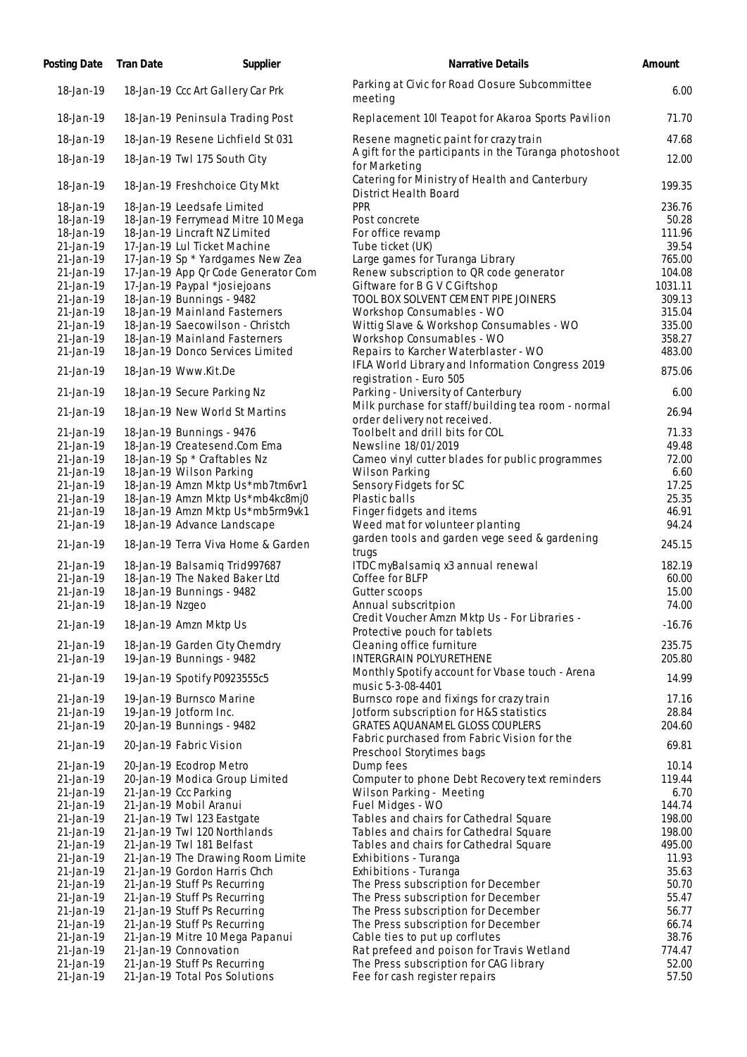| Posting Date | Tran Date | Supplier | Narrative Details | Amount |
|---|---|---|---|---|
| 18-Jan-19 | 18-Jan-19 | Ccc Art Gallery Car Prk | Parking at Civic for Road Closure Subcommittee meeting | 6.00 |
| 18-Jan-19 | 18-Jan-19 | Peninsula Trading Post | Replacement 10l Teapot for Akaroa Sports Pavilion | 71.70 |
| 18-Jan-19 | 18-Jan-19 | Resene Lichfield St 031 | Resene magnetic paint for crazy train | 47.68 |
| 18-Jan-19 | 18-Jan-19 | Twl 175 South City | A gift for the participants in the Tūranga photoshoot for Marketing | 12.00 |
| 18-Jan-19 | 18-Jan-19 | Freshchoice City Mkt | Catering for Ministry of Health and Canterbury District Health Board | 199.35 |
| 18-Jan-19 | 18-Jan-19 | Leedsafe Limited | PPR | 236.76 |
| 18-Jan-19 | 18-Jan-19 | Ferrymead Mitre 10 Mega | Post concrete | 50.28 |
| 18-Jan-19 | 18-Jan-19 | Lincraft NZ Limited | For office revamp | 111.96 |
| 21-Jan-19 | 17-Jan-19 | Lul Ticket Machine | Tube ticket (UK) | 39.54 |
| 21-Jan-19 | 17-Jan-19 | Sp * Yardgames New Zea | Large games for Turanga Library | 765.00 |
| 21-Jan-19 | 17-Jan-19 | App Qr Code Generator Com | Renew subscription to QR code generator | 104.08 |
| 21-Jan-19 | 17-Jan-19 | Paypal *josiejoans | Giftware for B G V C Giftshop | 1031.11 |
| 21-Jan-19 | 18-Jan-19 | Bunnings - 9482 | TOOL BOX SOLVENT CEMENT PIPE JOINERS | 309.13 |
| 21-Jan-19 | 18-Jan-19 | Mainland Fasterners | Workshop Consumables - WO | 315.04 |
| 21-Jan-19 | 18-Jan-19 | Saecowilson - Christch | Wittig Slave & Workshop Consumables - WO | 335.00 |
| 21-Jan-19 | 18-Jan-19 | Mainland Fasterners | Workshop Consumables - WO | 358.27 |
| 21-Jan-19 | 18-Jan-19 | Donco Services Limited | Repairs to Karcher Waterblaster - WO | 483.00 |
| 21-Jan-19 | 18-Jan-19 | Www.Kit.De | IFLA World Library and Information Congress 2019 registration - Euro 505 | 875.06 |
| 21-Jan-19 | 18-Jan-19 | Secure Parking Nz | Parking - University of Canterbury | 6.00 |
| 21-Jan-19 | 18-Jan-19 | New World St Martins | Milk purchase for staff/building tea room - normal order delivery not received. | 26.94 |
| 21-Jan-19 | 18-Jan-19 | Bunnings - 9476 | Toolbelt and drill bits for COL | 71.33 |
| 21-Jan-19 | 18-Jan-19 | Createsend.Com Ema | Newsline 18/01/2019 | 49.48 |
| 21-Jan-19 | 18-Jan-19 | Sp * Craftables Nz | Cameo vinyl cutter blades for public programmes | 72.00 |
| 21-Jan-19 | 18-Jan-19 | Wilson Parking | Wilson Parking | 6.60 |
| 21-Jan-19 | 18-Jan-19 | Amzn Mktp Us*mb7tm6vr1 | Sensory Fidgets for SC | 17.25 |
| 21-Jan-19 | 18-Jan-19 | Amzn Mktp Us*mb4kc8mj0 | Plastic balls | 25.35 |
| 21-Jan-19 | 18-Jan-19 | Amzn Mktp Us*mb5rm9vk1 | Finger fidgets and items | 46.91 |
| 21-Jan-19 | 18-Jan-19 | Advance Landscape | Weed mat for volunteer planting | 94.24 |
| 21-Jan-19 | 18-Jan-19 | Terra Viva Home & Garden | garden tools and garden vege seed & gardening trugs | 245.15 |
| 21-Jan-19 | 18-Jan-19 | Balsamiq Trid997687 | ITDC myBalsamiq x3 annual renewal | 182.19 |
| 21-Jan-19 | 18-Jan-19 | The Naked Baker Ltd | Coffee for BLFP | 60.00 |
| 21-Jan-19 | 18-Jan-19 | Bunnings - 9482 | Gutter scoops | 15.00 |
| 21-Jan-19 | 18-Jan-19 | Nzgeo | Annual subscritpion | 74.00 |
| 21-Jan-19 | 18-Jan-19 | Amzn Mktp Us | Credit Voucher Amzn Mktp Us - For Libraries - Protective pouch for tablets | -16.76 |
| 21-Jan-19 | 18-Jan-19 | Garden City Chemdry | Cleaning office furniture | 235.75 |
| 21-Jan-19 | 19-Jan-19 | Bunnings - 9482 | INTERGRAIN POLYURETHENE | 205.80 |
| 21-Jan-19 | 19-Jan-19 | Spotify P0923555c5 | Monthly Spotify account for Vbase touch - Arena music 5-3-08-4401 | 14.99 |
| 21-Jan-19 | 19-Jan-19 | Burnsco Marine | Burnsco rope and fixings for crazy train | 17.16 |
| 21-Jan-19 | 19-Jan-19 | Jotform Inc. | Jotform subscription for H&S statistics | 28.84 |
| 21-Jan-19 | 20-Jan-19 | Bunnings - 9482 | GRATES AQUANAMEL GLOSS COUPLERS | 204.60 |
| 21-Jan-19 | 20-Jan-19 | Fabric Vision | Fabric purchased from Fabric Vision for the Preschool Storytimes bags | 69.81 |
| 21-Jan-19 | 20-Jan-19 | Ecodrop Metro | Dump fees | 10.14 |
| 21-Jan-19 | 20-Jan-19 | Modica Group Limited | Computer to phone Debt Recovery text reminders | 119.44 |
| 21-Jan-19 | 21-Jan-19 | Ccc Parking | Wilson Parking - Meeting | 6.70 |
| 21-Jan-19 | 21-Jan-19 | Mobil Aranui | Fuel Midges - WO | 144.74 |
| 21-Jan-19 | 21-Jan-19 | Twl 123 Eastgate | Tables and chairs for Cathedral Square | 198.00 |
| 21-Jan-19 | 21-Jan-19 | Twl 120 Northlands | Tables and chairs for Cathedral Square | 198.00 |
| 21-Jan-19 | 21-Jan-19 | Twl 181 Belfast | Tables and chairs for Cathedral Square | 495.00 |
| 21-Jan-19 | 21-Jan-19 | The Drawing Room Limite | Exhibitions - Turanga | 11.93 |
| 21-Jan-19 | 21-Jan-19 | Gordon Harris Chch | Exhibitions - Turanga | 35.63 |
| 21-Jan-19 | 21-Jan-19 | Stuff Ps Recurring | The Press subscription for December | 50.70 |
| 21-Jan-19 | 21-Jan-19 | Stuff Ps Recurring | The Press subscription for December | 55.47 |
| 21-Jan-19 | 21-Jan-19 | Stuff Ps Recurring | The Press subscription for December | 56.77 |
| 21-Jan-19 | 21-Jan-19 | Stuff Ps Recurring | The Press subscription for December | 66.74 |
| 21-Jan-19 | 21-Jan-19 | Mitre 10 Mega Papanui | Cable ties to put up corflutes | 38.76 |
| 21-Jan-19 | 21-Jan-19 | Connovation | Rat prefeed and poison for Travis Wetland | 774.47 |
| 21-Jan-19 | 21-Jan-19 | Stuff Ps Recurring | The Press subscription for CAG library | 52.00 |
| 21-Jan-19 | 21-Jan-19 | Total Pos Solutions | Fee for cash register repairs | 57.50 |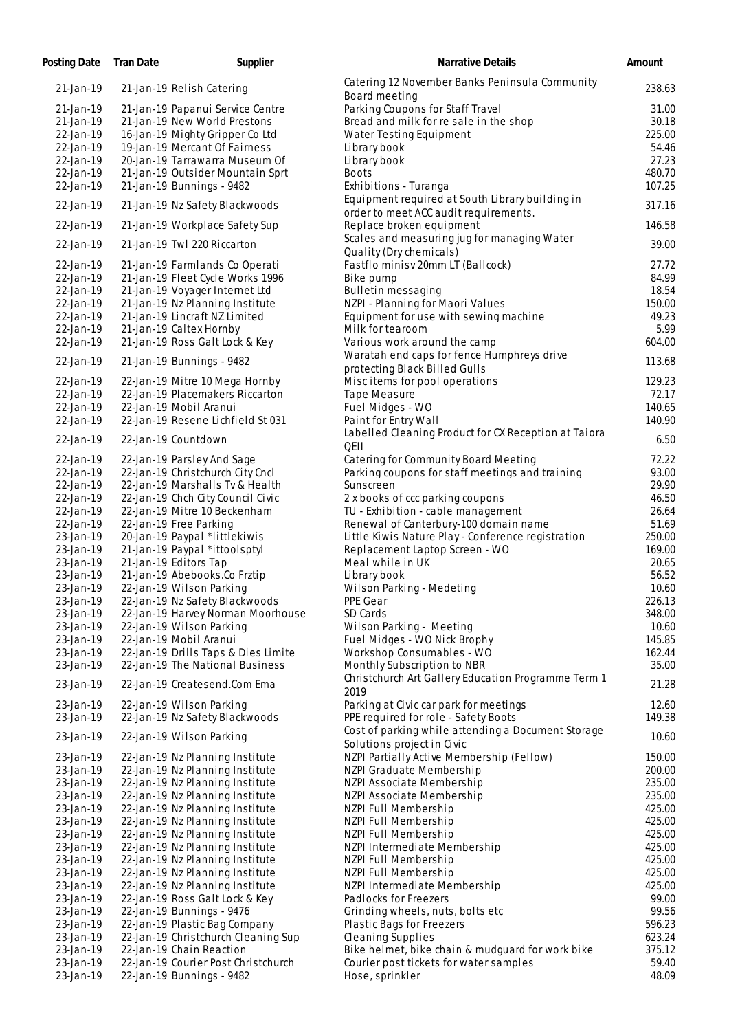| Posting Date | Tran Date | Supplier | Narrative Details | Amount |
|---|---|---|---|---|
| 21-Jan-19 | 21-Jan-19 | Relish Catering | Catering 12 November Banks Peninsula Community Board meeting | 238.63 |
| 21-Jan-19 | 21-Jan-19 | Papanui Service Centre | Parking Coupons for Staff Travel | 31.00 |
| 21-Jan-19 | 21-Jan-19 | New World Prestons | Bread and milk for re sale in the shop | 30.18 |
| 22-Jan-19 | 16-Jan-19 | Mighty Gripper Co Ltd | Water Testing Equipment | 225.00 |
| 22-Jan-19 | 19-Jan-19 | Mercant Of Fairness | Library book | 54.46 |
| 22-Jan-19 | 20-Jan-19 | Tarrawarra Museum Of | Library book | 27.23 |
| 22-Jan-19 | 21-Jan-19 | Outsider Mountain Sprt | Boots | 480.70 |
| 22-Jan-19 | 21-Jan-19 | Bunnings - 9482 | Exhibitions - Turanga | 107.25 |
| 22-Jan-19 | 21-Jan-19 | Nz Safety Blackwoods | Equipment required at South Library building in order to meet ACC audit requirements. | 317.16 |
| 22-Jan-19 | 21-Jan-19 | Workplace Safety Sup | Replace broken equipment | 146.58 |
| 22-Jan-19 | 21-Jan-19 | Twl 220 Riccarton | Scales and measuring jug for managing Water Quality (Dry chemicals) | 39.00 |
| 22-Jan-19 | 21-Jan-19 | Farmlands Co Operati | Fastflo minisv 20mm LT (Ballcock) | 27.72 |
| 22-Jan-19 | 21-Jan-19 | Fleet Cycle Works 1996 | Bike pump | 84.99 |
| 22-Jan-19 | 21-Jan-19 | Voyager Internet Ltd | Bulletin messaging | 18.54 |
| 22-Jan-19 | 21-Jan-19 | Nz Planning Institute | NZPI - Planning for Maori Values | 150.00 |
| 22-Jan-19 | 21-Jan-19 | Lincraft NZ Limited | Equipment for use with sewing machine | 49.23 |
| 22-Jan-19 | 21-Jan-19 | Free Parking | Milk for tearoom | 5.99 |
| 22-Jan-19 | 21-Jan-19 | Ross Galt Lock & Key | Various work around the camp | 604.00 |
| 22-Jan-19 | 21-Jan-19 | Bunnings - 9482 | Waratah end caps for fence Humphreys drive protecting Black Billed Gulls | 113.68 |
| 22-Jan-19 | 22-Jan-19 | Mitre 10 Mega Hornby | Misc items for pool operations | 129.23 |
| 22-Jan-19 | 22-Jan-19 | Placemakers Riccarton | Tape Measure | 72.17 |
| 22-Jan-19 | 22-Jan-19 | Mobil Aranui | Fuel Midges - WO | 140.65 |
| 22-Jan-19 | 22-Jan-19 | Resene Lichfield St 031 | Paint for Entry Wall | 140.90 |
| 22-Jan-19 | 22-Jan-19 | Countdown | Labelled Cleaning Product for CX Reception at Taiora QEII | 6.50 |
| 22-Jan-19 | 22-Jan-19 | Parsley And Sage | Catering for Community Board Meeting | 72.22 |
| 22-Jan-19 | 22-Jan-19 | Christchurch City Cncl | Parking coupons for staff meetings and training | 93.00 |
| 22-Jan-19 | 22-Jan-19 | Marshalls Tv & Health | Sunscreen | 29.90 |
| 22-Jan-19 | 22-Jan-19 | Chch City Council Civic | 2 x books of ccc parking coupons | 46.50 |
| 22-Jan-19 | 22-Jan-19 | Mitre 10 Beckenham | TU - Exhibition - cable management | 26.64 |
| 22-Jan-19 | 22-Jan-19 | Free Parking | Renewal of Canterbury-100 domain name | 51.69 |
| 23-Jan-19 | 20-Jan-19 | Paypal *littlekiwis | Little Kiwis Nature Play - Conference registration | 250.00 |
| 23-Jan-19 | 21-Jan-19 | Paypal *ittoolsptyl | Replacement Laptop Screen - WO | 169.00 |
| 23-Jan-19 | 21-Jan-19 | Editors Tap | Meal while in UK | 20.65 |
| 23-Jan-19 | 21-Jan-19 | Abebooks.Co Frztip | Library book | 56.52 |
| 23-Jan-19 | 22-Jan-19 | Wilson Parking | Wilson Parking - Medeting | 10.60 |
| 23-Jan-19 | 22-Jan-19 | Nz Safety Blackwoods | PPE Gear | 226.13 |
| 23-Jan-19 | 22-Jan-19 | Harvey Norman Moorhouse | SD Cards | 348.00 |
| 23-Jan-19 | 22-Jan-19 | Wilson Parking | Wilson Parking - Meeting | 10.60 |
| 23-Jan-19 | 22-Jan-19 | Mobil Aranui | Fuel Midges - WO Nick Brophy | 145.85 |
| 23-Jan-19 | 22-Jan-19 | Drills Taps & Dies Limite | Workshop Consumables - WO | 162.44 |
| 23-Jan-19 | 22-Jan-19 | The National Business | Monthly Subscription to NBR | 35.00 |
| 23-Jan-19 | 22-Jan-19 | Createsend.Com Ema | Christchurch Art Gallery Education Programme Term 1 2019 | 21.28 |
| 23-Jan-19 | 22-Jan-19 | Wilson Parking | Parking at Civic car park for meetings | 12.60 |
| 23-Jan-19 | 22-Jan-19 | Nz Safety Blackwoods | PPE required for role - Safety Boots | 149.38 |
| 23-Jan-19 | 22-Jan-19 | Wilson Parking | Cost of parking while attending a Document Storage Solutions project in Civic | 10.60 |
| 23-Jan-19 | 22-Jan-19 | Nz Planning Institute | NZPI Partially Active Membership (Fellow) | 150.00 |
| 23-Jan-19 | 22-Jan-19 | Nz Planning Institute | NZPI Graduate Membership | 200.00 |
| 23-Jan-19 | 22-Jan-19 | Nz Planning Institute | NZPI Associate Membership | 235.00 |
| 23-Jan-19 | 22-Jan-19 | Nz Planning Institute | NZPI Associate Membership | 235.00 |
| 23-Jan-19 | 22-Jan-19 | Nz Planning Institute | NZPI Full Membership | 425.00 |
| 23-Jan-19 | 22-Jan-19 | Nz Planning Institute | NZPI Full Membership | 425.00 |
| 23-Jan-19 | 22-Jan-19 | Nz Planning Institute | NZPI Full Membership | 425.00 |
| 23-Jan-19 | 22-Jan-19 | Nz Planning Institute | NZPI Intermediate Membership | 425.00 |
| 23-Jan-19 | 22-Jan-19 | Nz Planning Institute | NZPI Full Membership | 425.00 |
| 23-Jan-19 | 22-Jan-19 | Nz Planning Institute | NZPI Full Membership | 425.00 |
| 23-Jan-19 | 22-Jan-19 | Nz Planning Institute | NZPI Intermediate Membership | 425.00 |
| 23-Jan-19 | 22-Jan-19 | Ross Galt Lock & Key | Padlocks for Freezers | 99.00 |
| 23-Jan-19 | 22-Jan-19 | Bunnings - 9476 | Grinding wheels, nuts, bolts etc | 99.56 |
| 23-Jan-19 | 22-Jan-19 | Plastic Bag Company | Plastic Bags for Freezers | 596.23 |
| 23-Jan-19 | 22-Jan-19 | Christchurch Cleaning Sup | Cleaning Supplies | 623.24 |
| 23-Jan-19 | 22-Jan-19 | Chain Reaction | Bike helmet, bike chain & mudguard for work bike | 375.12 |
| 23-Jan-19 | 22-Jan-19 | Courier Post Christchurch | Courier post tickets for water samples | 59.40 |
| 23-Jan-19 | 22-Jan-19 | Bunnings - 9482 | Hose, sprinkler | 48.09 |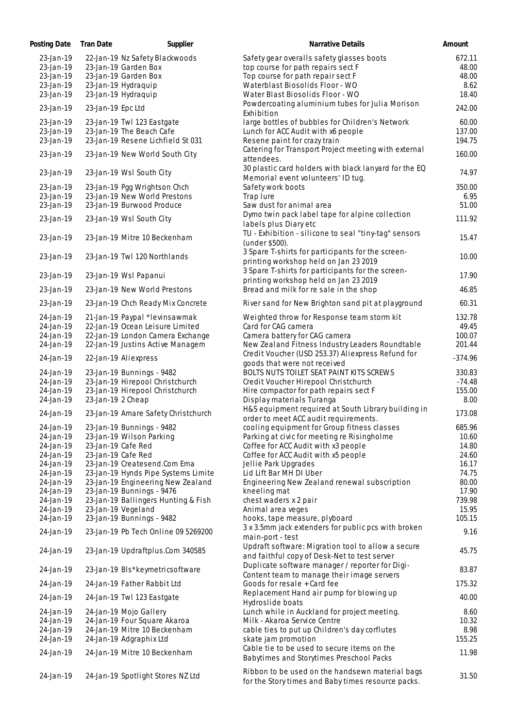| Posting Date | Tran Date | Supplier | Narrative Details | Amount |
|---|---|---|---|---|
| 23-Jan-19 | 22-Jan-19 | Nz Safety Blackwoods | Safety gear overalls safety glasses boots | 672.11 |
| 23-Jan-19 | 23-Jan-19 | Garden Box | top course for path repairs sect F | 48.00 |
| 23-Jan-19 | 23-Jan-19 | Garden Box | Top course for path repair sect F | 48.00 |
| 23-Jan-19 | 23-Jan-19 | Hydraquip | Waterblast Biosolids Floor - WO | 8.62 |
| 23-Jan-19 | 23-Jan-19 | Hydraquip | Water Blast Biosolids Floor - WO | 18.40 |
| 23-Jan-19 | 23-Jan-19 | Epc Ltd | Powdercoating aluminium tubes for Julia Morison Exhibition | 242.00 |
| 23-Jan-19 | 23-Jan-19 | Twl 123 Eastgate | large bottles of bubbles for Children's Network | 60.00 |
| 23-Jan-19 | 23-Jan-19 | The Beach Cafe | Lunch for ACC Audit with x6 people | 137.00 |
| 23-Jan-19 | 23-Jan-19 | Resene Lichfield St 031 | Resene paint for crazy train | 194.75 |
| 23-Jan-19 | 23-Jan-19 | New World South City | Catering for Transport Project meeting with external attendees. | 160.00 |
| 23-Jan-19 | 23-Jan-19 | Wsl South City | 30 plastic card holders with black lanyard for the EQ Memorial event volunteers' ID tug. | 74.97 |
| 23-Jan-19 | 23-Jan-19 | Pgg Wrightson Chch | Safety work boots | 350.00 |
| 23-Jan-19 | 23-Jan-19 | New World Prestons | Trap lure | 6.95 |
| 23-Jan-19 | 23-Jan-19 | Burwood Produce | Saw dust for animal area | 51.00 |
| 23-Jan-19 | 23-Jan-19 | Wsl South City | Dymo twin pack label tape for alpine collection labels plus Diary etc | 111.92 |
| 23-Jan-19 | 23-Jan-19 | Mitre 10 Beckenham | TU - Exhibition - silicone to seal "tiny-tag" sensors (under $500). | 15.47 |
| 23-Jan-19 | 23-Jan-19 | Twl 120 Northlands | 3 Spare T-shirts for participants for the screen-printing workshop held on Jan 23 2019 | 10.00 |
| 23-Jan-19 | 23-Jan-19 | Wsl Papanui | 3 Spare T-shirts for participants for the screen-printing workshop held on Jan 23 2019 | 17.90 |
| 23-Jan-19 | 23-Jan-19 | New World Prestons | Bread and milk for re sale in the shop | 46.85 |
| 23-Jan-19 | 23-Jan-19 | Chch Ready Mix Concrete | River sand for New Brighton sand pit at playground | 60.31 |
| 24-Jan-19 | 21-Jan-19 | Paypal *levinsawmak | Weighted throw for Response team storm kit | 132.78 |
| 24-Jan-19 | 22-Jan-19 | Ocean Leisure Limited | Card for CAG camera | 49.45 |
| 24-Jan-19 | 22-Jan-19 | London Camera Exchange | Camera battery for CAG camera | 100.07 |
| 24-Jan-19 | 22-Jan-19 | Justins Active Managem | New Zealand Fitness Industry Leaders Roundtable | 201.44 |
| 24-Jan-19 | 22-Jan-19 | Aliexpress | Credit Voucher (USD 253.37) Aliexpress Refund for goods that were not received | -374.96 |
| 24-Jan-19 | 23-Jan-19 | Bunnings - 9482 | BOLTS NUTS TOILET SEAT PAINT KITS SCREWS | 330.83 |
| 24-Jan-19 | 23-Jan-19 | Hirepool Christchurch | Credit Voucher Hirepool Christchurch | -74.48 |
| 24-Jan-19 | 23-Jan-19 | Hirepool Christchurch | Hire compactor for path repairs sect F | 155.00 |
| 24-Jan-19 | 23-Jan-19 | 2 Cheap | Display materials Turanga | 8.00 |
| 24-Jan-19 | 23-Jan-19 | Amare Safety Christchurch | H&S equipment required at South Library building in order to meet ACC audit requirements. | 173.08 |
| 24-Jan-19 | 23-Jan-19 | Bunnings - 9482 | cooling equipment for Group fitness classes | 685.96 |
| 24-Jan-19 | 23-Jan-19 | Wilson Parking | Parking at civic for meeting re Risingholme | 10.60 |
| 24-Jan-19 | 23-Jan-19 | Cafe Red | Coffee for ACC Audit with x3 people | 14.80 |
| 24-Jan-19 | 23-Jan-19 | Cafe Red | Coffee for ACC Audit with x5 people | 24.60 |
| 24-Jan-19 | 23-Jan-19 | Createsend.Com Ema | Jellie Park Upgrades | 16.17 |
| 24-Jan-19 | 23-Jan-19 | Hynds Pipe Systems Limite | Lid Lift Bar MH DI Uber | 74.75 |
| 24-Jan-19 | 23-Jan-19 | Engineering New Zealand | Engineering New Zealand renewal subscription | 80.00 |
| 24-Jan-19 | 23-Jan-19 | Bunnings - 9476 | kneeling mat | 17.90 |
| 24-Jan-19 | 23-Jan-19 | Ballingers Hunting & Fish | chest waders x 2 pair | 739.98 |
| 24-Jan-19 | 23-Jan-19 | Vegeland | Animal area veges | 15.95 |
| 24-Jan-19 | 23-Jan-19 | Bunnings - 9482 | hooks, tape measure, plyboard | 105.15 |
| 24-Jan-19 | 23-Jan-19 | Pb Tech Online 09 5269200 | 3 x 3.5mm jack extenders for public pcs with broken main-port - test | 9.16 |
| 24-Jan-19 | 23-Jan-19 | Updraftplus.Com 340585 | Updraft software: Migration tool to allow a secure and faithful copy of Desk-Net to test server | 45.75 |
| 24-Jan-19 | 23-Jan-19 | Bls*keymetricsoftware | Duplicate software manager / reporter for Digi-Content team to manage their image servers | 83.87 |
| 24-Jan-19 | 24-Jan-19 | Father Rabbit Ltd | Goods for resale + Card fee | 175.32 |
| 24-Jan-19 | 24-Jan-19 | Twl 123 Eastgate | Replacement Hand air pump for blowing up Hydroslide boats | 40.00 |
| 24-Jan-19 | 24-Jan-19 | Mojo Gallery | Lunch while in Auckland for project meeting. | 8.60 |
| 24-Jan-19 | 24-Jan-19 | Four Square Akaroa | Milk - Akaroa Service Centre | 10.32 |
| 24-Jan-19 | 24-Jan-19 | Mitre 10 Beckenham | cable ties to put up Children's day corflutes | 8.98 |
| 24-Jan-19 | 24-Jan-19 | Adgraphix Ltd | skate jam promotion | 155.25 |
| 24-Jan-19 | 24-Jan-19 | Mitre 10 Beckenham | Cable tie to be used to secure items on the Babytimes and Storytimes Preschool Packs | 11.98 |
| 24-Jan-19 | 24-Jan-19 | Spotlight Stores NZ Ltd | Ribbon to be used on the handsewn material bags for the Story times and Baby times resource packs. | 31.50 |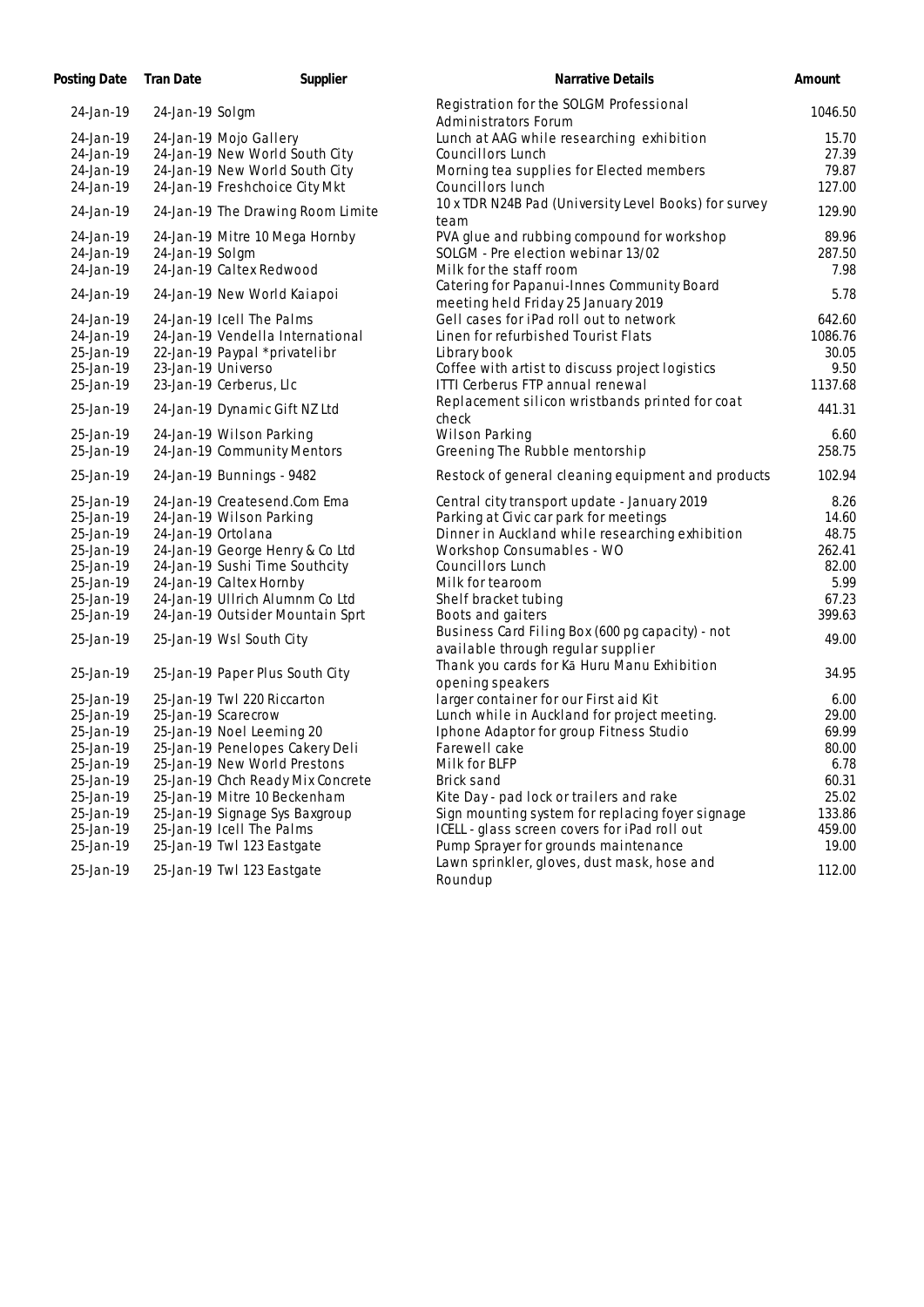| Posting Date | Tran Date | Supplier | Narrative Details | Amount |
|---|---|---|---|---|
| 24-Jan-19 | 24-Jan-19 | Solgm | Registration for the SOLGM Professional Administrators Forum | 1046.50 |
| 24-Jan-19 | 24-Jan-19 | Mojo Gallery | Lunch at AAG while researching exhibition | 15.70 |
| 24-Jan-19 | 24-Jan-19 | New World South City | Councillors Lunch | 27.39 |
| 24-Jan-19 | 24-Jan-19 | New World South City | Morning tea supplies for Elected members | 79.87 |
| 24-Jan-19 | 24-Jan-19 | Freshchoice City Mkt | Councillors lunch | 127.00 |
| 24-Jan-19 | 24-Jan-19 | The Drawing Room Limite | 10 x TDR N24B Pad (University Level Books) for survey team | 129.90 |
| 24-Jan-19 | 24-Jan-19 | Mitre 10 Mega Hornby | PVA glue and rubbing compound for workshop | 89.96 |
| 24-Jan-19 | 24-Jan-19 | Solgm | SOLGM - Pre election webinar 13/02 | 287.50 |
| 24-Jan-19 | 24-Jan-19 | Caltex Redwood | Milk for the staff room | 7.98 |
| 24-Jan-19 | 24-Jan-19 | New World Kaiapoi | Catering for Papanui-Innes Community Board meeting held Friday 25 January 2019 | 5.78 |
| 24-Jan-19 | 24-Jan-19 | Icell The Palms | Gell cases for iPad roll out to network | 642.60 |
| 24-Jan-19 | 24-Jan-19 | Vendella International | Linen for refurbished Tourist Flats | 1086.76 |
| 25-Jan-19 | 22-Jan-19 | Paypal *privatelibr | Library book | 30.05 |
| 25-Jan-19 | 23-Jan-19 | Universo | Coffee with artist to discuss project logistics | 9.50 |
| 25-Jan-19 | 23-Jan-19 | Cerberus, Llc | ITTI Cerberus FTP annual renewal | 1137.68 |
| 25-Jan-19 | 24-Jan-19 | Dynamic Gift NZ Ltd | Replacement silicon wristbands printed for coat check | 441.31 |
| 25-Jan-19 | 24-Jan-19 | Wilson Parking | Wilson Parking | 6.60 |
| 25-Jan-19 | 24-Jan-19 | Community Mentors | Greening The Rubble mentorship | 258.75 |
| 25-Jan-19 | 24-Jan-19 | Bunnings - 9482 | Restock of general cleaning equipment and products | 102.94 |
| 25-Jan-19 | 24-Jan-19 | Createsend.Com Ema | Central city transport update - January 2019 | 8.26 |
| 25-Jan-19 | 24-Jan-19 | Wilson Parking | Parking at Civic car park for meetings | 14.60 |
| 25-Jan-19 | 24-Jan-19 | Ortolana | Dinner in Auckland while researching exhibition | 48.75 |
| 25-Jan-19 | 24-Jan-19 | George Henry & Co Ltd | Workshop Consumables - WO | 262.41 |
| 25-Jan-19 | 24-Jan-19 | Sushi Time Southcity | Councillors Lunch | 82.00 |
| 25-Jan-19 | 24-Jan-19 | Caltex Hornby | Milk for tearoom | 5.99 |
| 25-Jan-19 | 24-Jan-19 | Ullrich Alumnm Co Ltd | Shelf bracket tubing | 67.23 |
| 25-Jan-19 | 24-Jan-19 | Outsider Mountain Sprt | Boots and gaiters | 399.63 |
| 25-Jan-19 | 25-Jan-19 | Wsl South City | Business Card Filing Box (600 pg capacity) - not available through regular supplier | 49.00 |
| 25-Jan-19 | 25-Jan-19 | Paper Plus South City | Thank you cards for Kā Huru Manu Exhibition opening speakers | 34.95 |
| 25-Jan-19 | 25-Jan-19 | Twl 220 Riccarton | larger container for our First aid Kit | 6.00 |
| 25-Jan-19 | 25-Jan-19 | Scarecrow | Lunch while in Auckland for project meeting. | 29.00 |
| 25-Jan-19 | 25-Jan-19 | Noel Leeming 20 | Iphone Adaptor for group Fitness Studio | 69.99 |
| 25-Jan-19 | 25-Jan-19 | Penelopes Cakery Deli | Farewell cake | 80.00 |
| 25-Jan-19 | 25-Jan-19 | New World Prestons | Milk for BLFP | 6.78 |
| 25-Jan-19 | 25-Jan-19 | Chch Ready Mix Concrete | Brick sand | 60.31 |
| 25-Jan-19 | 25-Jan-19 | Mitre 10 Beckenham | Kite Day - pad lock or trailers and rake | 25.02 |
| 25-Jan-19 | 25-Jan-19 | Signage Sys Baxgroup | Sign mounting system for replacing foyer signage | 133.86 |
| 25-Jan-19 | 25-Jan-19 | Icell The Palms | ICELL - glass screen covers for iPad roll out | 459.00 |
| 25-Jan-19 | 25-Jan-19 | Twl 123 Eastgate | Pump Sprayer for grounds maintenance | 19.00 |
| 25-Jan-19 | 25-Jan-19 | Twl 123 Eastgate | Lawn sprinkler, gloves, dust mask, hose and Roundup | 112.00 |